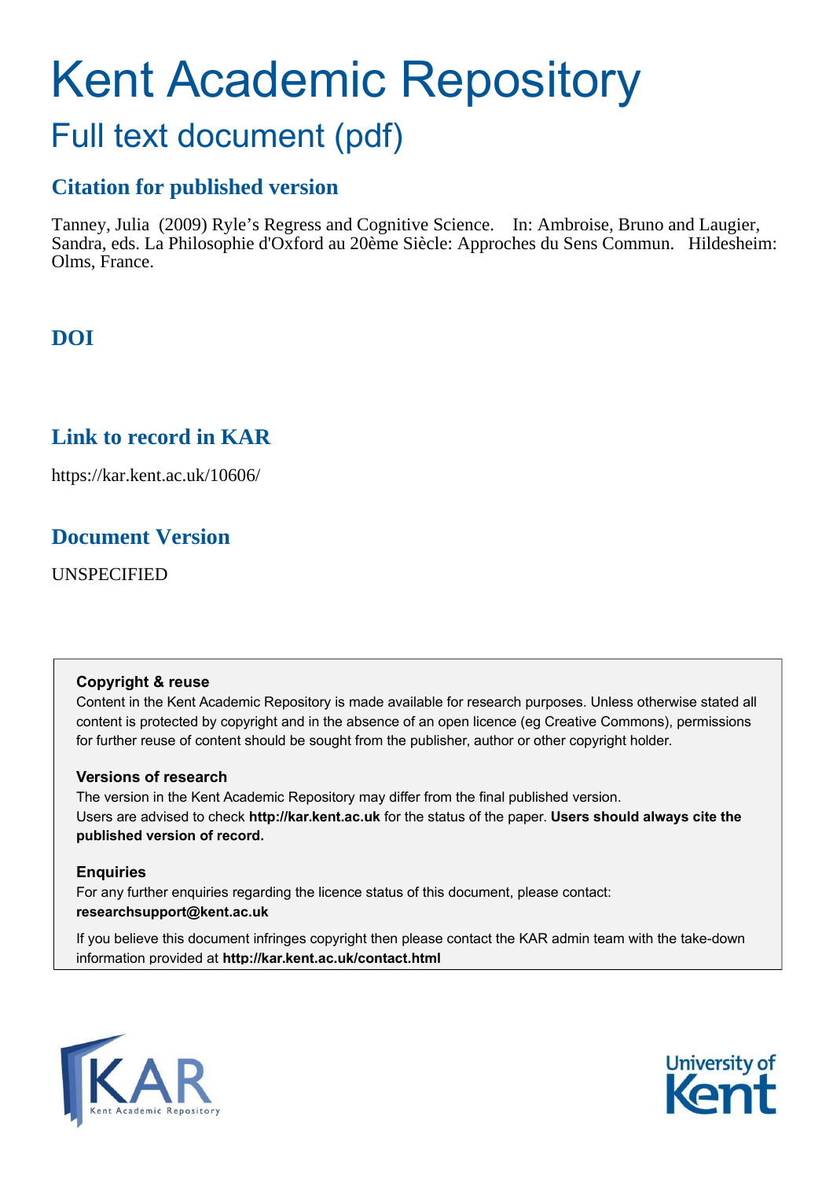# Kent Academic Repository

## Full text document (pdf)

### Citation for published version

Tanney, Julia (2009) Ryle's Regress and Cognitive Science. In: Ambroise, Bruno and Laugier, Sandra, eds. La Philosophie d'Oxford au 20ème Siècle: Approches du Sens Commun. Hildesheim: Olms, France.

### DOI

### Link to record in KAR

https://kar.kent.ac.uk/10606/

### Document Version

UNSPECIFIED

**Copyright & reuse**
Content in the Kent Academic Repository is made available for research purposes. Unless otherwise stated all content is protected by copyright and in the absence of an open licence (eg Creative Commons), permissions for further reuse of content should be sought from the publisher, author or other copyright holder.

**Versions of research**
The version in the Kent Academic Repository may differ from the final published version.
Users are advised to check **http://kar.kent.ac.uk** for the status of the paper. **Users should always cite the published version of record.**

**Enquiries**
For any further enquiries regarding the licence status of this document, please contact:
**researchsupport@kent.ac.uk**

If you believe this document infringes copyright then please contact the KAR admin team with the take-down information provided at **http://kar.kent.ac.uk/contact.html**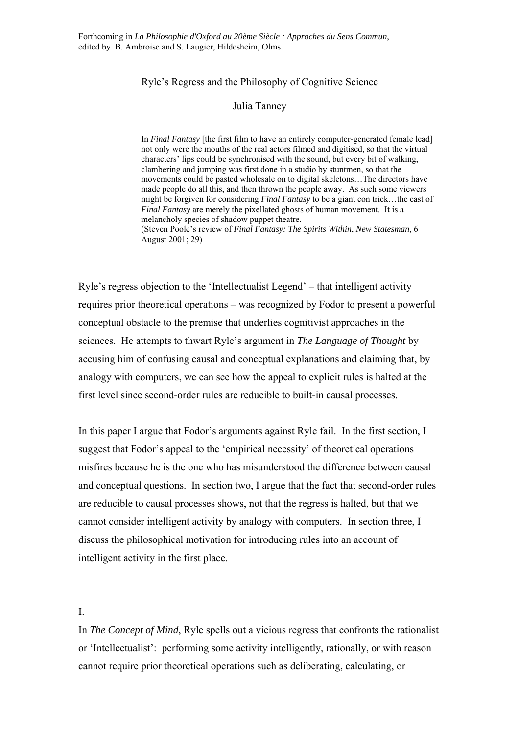Forthcoming in *La Philosophie d'Oxford au 20ème Siècle : Approches du Sens Commun*, edited by B. Ambroise and S. Laugier, Hildesheim, Olms.

# Ryle's Regress and the Philosophy of Cognitive Science

Julia Tanney

> In *Final Fantasy* [the first film to have an entirely computer-generated female lead] not only were the mouths of the real actors filmed and digitised, so that the virtual characters' lips could be synchronised with the sound, but every bit of walking, clambering and jumping was first done in a studio by stuntmen, so that the movements could be pasted wholesale on to digital skeletons…The directors have made people do all this, and then thrown the people away. As such some viewers might be forgiven for considering *Final Fantasy* to be a giant con trick…the cast of *Final Fantasy* are merely the pixellated ghosts of human movement. It is a melancholy species of shadow puppet theatre.
> (Steven Poole's review of *Final Fantasy: The Spirits Within*, *New Statesman*, 6 August 2001; 29)

Ryle's regress objection to the 'Intellectualist Legend' – that intelligent activity requires prior theoretical operations – was recognized by Fodor to present a powerful conceptual obstacle to the premise that underlies cognitivist approaches in the sciences. He attempts to thwart Ryle's argument in *The Language of Thought* by accusing him of confusing causal and conceptual explanations and claiming that, by analogy with computers, we can see how the appeal to explicit rules is halted at the first level since second-order rules are reducible to built-in causal processes.

In this paper I argue that Fodor's arguments against Ryle fail. In the first section, I suggest that Fodor's appeal to the 'empirical necessity' of theoretical operations misfires because he is the one who has misunderstood the difference between causal and conceptual questions. In section two, I argue that the fact that second-order rules are reducible to causal processes shows, not that the regress is halted, but that we cannot consider intelligent activity by analogy with computers. In section three, I discuss the philosophical motivation for introducing rules into an account of intelligent activity in the first place.

## I.

In *The Concept of Mind*, Ryle spells out a vicious regress that confronts the rationalist or 'Intellectualist': performing some activity intelligently, rationally, or with reason cannot require prior theoretical operations such as deliberating, calculating, or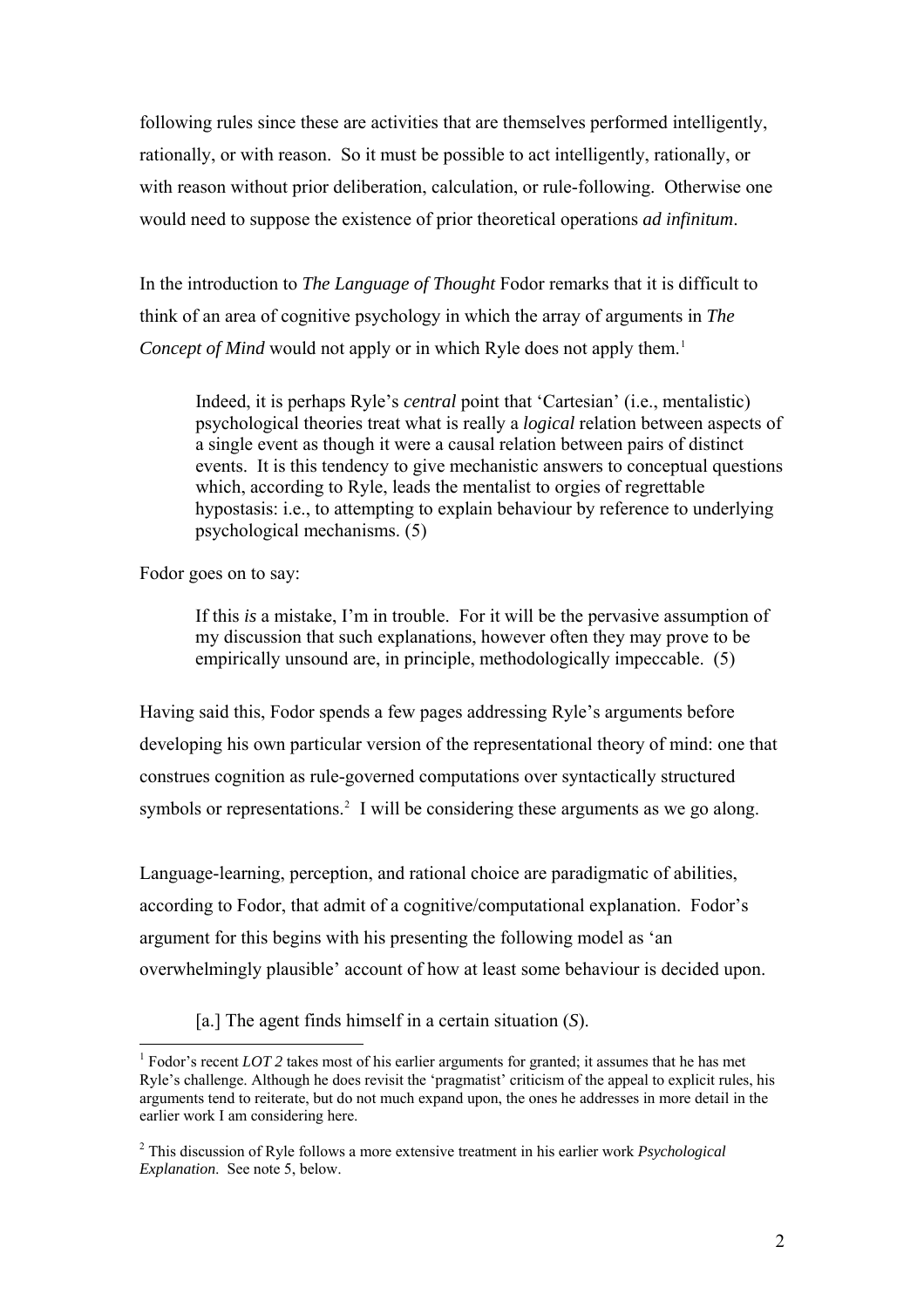following rules since these are activities that are themselves performed intelligently, rationally, or with reason. So it must be possible to act intelligently, rationally, or with reason without prior deliberation, calculation, or rule-following. Otherwise one would need to suppose the existence of prior theoretical operations *ad infinitum*.

In the introduction to *The Language of Thought* Fodor remarks that it is difficult to think of an area of cognitive psychology in which the array of arguments in *The Concept of Mind* would not apply or in which Ryle does not apply them.[1]

> Indeed, it is perhaps Ryle's *central* point that 'Cartesian' (i.e., mentalistic) psychological theories treat what is really a *logical* relation between aspects of a single event as though it were a causal relation between pairs of distinct events. It is this tendency to give mechanistic answers to conceptual questions which, according to Ryle, leads the mentalist to orgies of regrettable hypostasis: i.e., to attempting to explain behaviour by reference to underlying psychological mechanisms. (5)

Fodor goes on to say:

> If this *is* a mistake, I'm in trouble. For it will be the pervasive assumption of my discussion that such explanations, however often they may prove to be empirically unsound are, in principle, methodologically impeccable. (5)

Having said this, Fodor spends a few pages addressing Ryle's arguments before developing his own particular version of the representational theory of mind: one that construes cognition as rule-governed computations over syntactically structured symbols or representations.[2] I will be considering these arguments as we go along.

Language-learning, perception, and rational choice are paradigmatic of abilities, according to Fodor, that admit of a cognitive/computational explanation. Fodor's argument for this begins with his presenting the following model as 'an overwhelmingly plausible' account of how at least some behaviour is decided upon.

> [a.] The agent finds himself in a certain situation (*S*).

[1] Fodor's recent *LOT 2* takes most of his earlier arguments for granted; it assumes that he has met Ryle's challenge. Although he does revisit the 'pragmatist' criticism of the appeal to explicit rules, his arguments tend to reiterate, but do not much expand upon, the ones he addresses in more detail in the earlier work I am considering here.

[2] This discussion of Ryle follows a more extensive treatment in his earlier work *Psychological Explanation*. See note 5, below.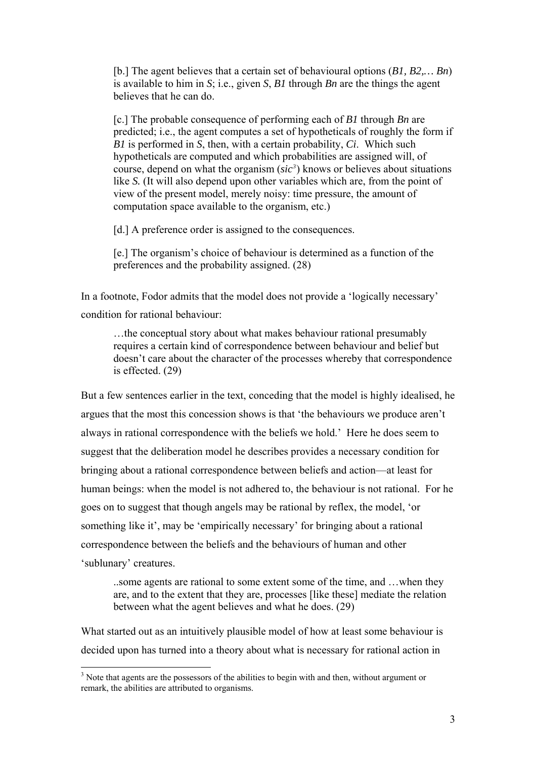> [b.] The agent believes that a certain set of behavioural options (*B1, B2,… Bn*) is available to him in *S*; i.e., given *S*, *B1* through *Bn* are the things the agent believes that he can do.
>
> [c.] The probable consequence of performing each of *B1* through *Bn* are predicted; i.e., the agent computes a set of hypotheticals of roughly the form if *B1* is performed in *S*, then, with a certain probability, *Ci*. Which such hypotheticals are computed and which probabilities are assigned will, of course, depend on what the organism (*sic*[3]) knows or believes about situations like *S.* (It will also depend upon other variables which are, from the point of view of the present model, merely noisy: time pressure, the amount of computation space available to the organism, etc.)
>
> [d.] A preference order is assigned to the consequences.
>
> [e.] The organism's choice of behaviour is determined as a function of the preferences and the probability assigned. (28)

In a footnote, Fodor admits that the model does not provide a 'logically necessary' condition for rational behaviour:

> …the conceptual story about what makes behaviour rational presumably requires a certain kind of correspondence between behaviour and belief but doesn't care about the character of the processes whereby that correspondence is effected. (29)

But a few sentences earlier in the text, conceding that the model is highly idealised, he argues that the most this concession shows is that 'the behaviours we produce aren't always in rational correspondence with the beliefs we hold.' Here he does seem to suggest that the deliberation model he describes provides a necessary condition for bringing about a rational correspondence between beliefs and action—at least for human beings: when the model is not adhered to, the behaviour is not rational. For he goes on to suggest that though angels may be rational by reflex, the model, 'or something like it', may be 'empirically necessary' for bringing about a rational correspondence between the beliefs and the behaviours of human and other 'sublunary' creatures.

> ..some agents are rational to some extent some of the time, and …when they are, and to the extent that they are, processes [like these] mediate the relation between what the agent believes and what he does. (29)

What started out as an intuitively plausible model of how at least some behaviour is decided upon has turned into a theory about what is necessary for rational action in

[3] Note that agents are the possessors of the abilities to begin with and then, without argument or remark, the abilities are attributed to organisms.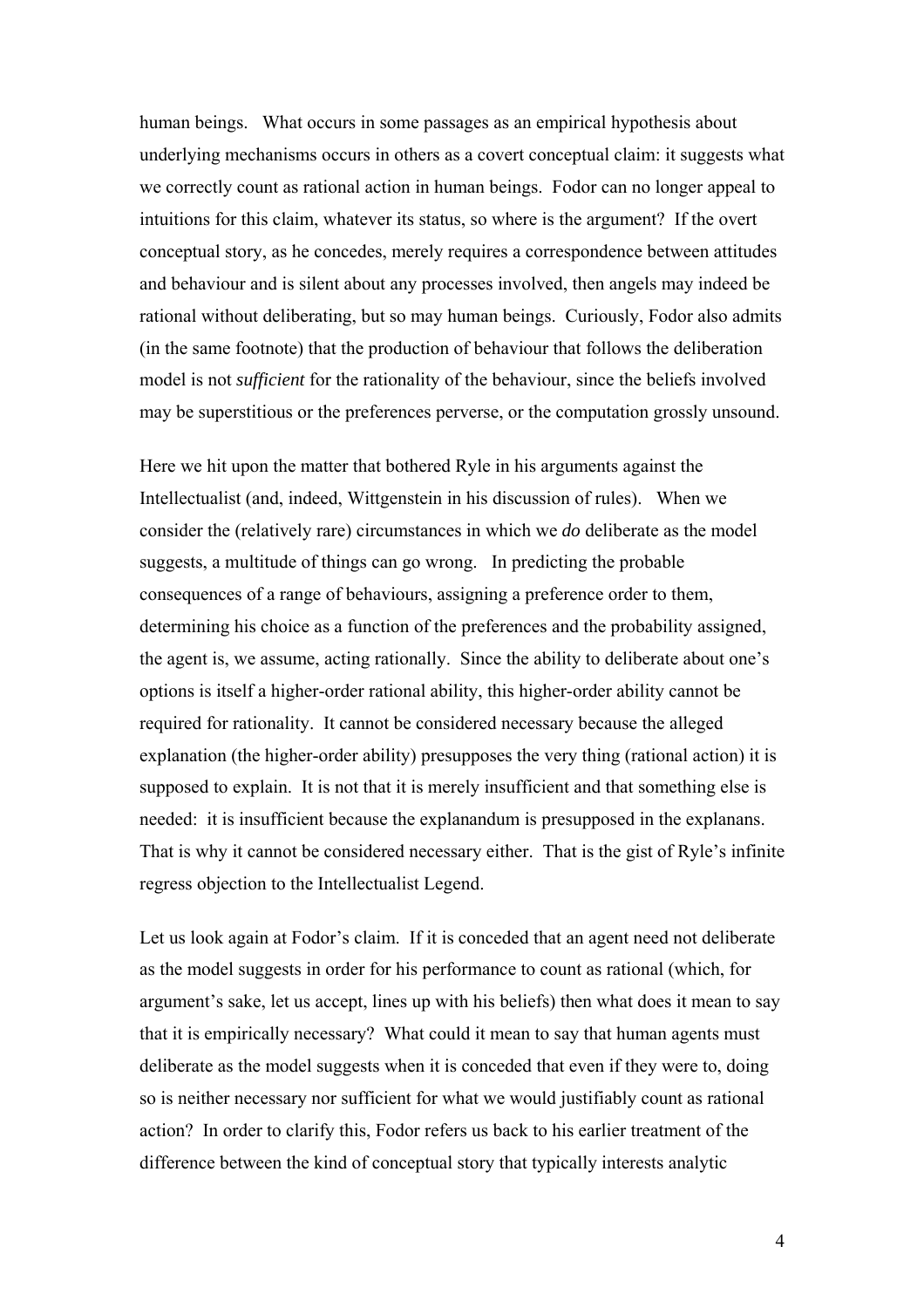human beings. What occurs in some passages as an empirical hypothesis about underlying mechanisms occurs in others as a covert conceptual claim: it suggests what we correctly count as rational action in human beings. Fodor can no longer appeal to intuitions for this claim, whatever its status, so where is the argument? If the overt conceptual story, as he concedes, merely requires a correspondence between attitudes and behaviour and is silent about any processes involved, then angels may indeed be rational without deliberating, but so may human beings. Curiously, Fodor also admits (in the same footnote) that the production of behaviour that follows the deliberation model is not *sufficient* for the rationality of the behaviour, since the beliefs involved may be superstitious or the preferences perverse, or the computation grossly unsound.

Here we hit upon the matter that bothered Ryle in his arguments against the Intellectualist (and, indeed, Wittgenstein in his discussion of rules). When we consider the (relatively rare) circumstances in which we *do* deliberate as the model suggests, a multitude of things can go wrong. In predicting the probable consequences of a range of behaviours, assigning a preference order to them, determining his choice as a function of the preferences and the probability assigned, the agent is, we assume, acting rationally. Since the ability to deliberate about one's options is itself a higher-order rational ability, this higher-order ability cannot be required for rationality. It cannot be considered necessary because the alleged explanation (the higher-order ability) presupposes the very thing (rational action) it is supposed to explain. It is not that it is merely insufficient and that something else is needed: it is insufficient because the explanandum is presupposed in the explanans. That is why it cannot be considered necessary either. That is the gist of Ryle's infinite regress objection to the Intellectualist Legend.

Let us look again at Fodor's claim. If it is conceded that an agent need not deliberate as the model suggests in order for his performance to count as rational (which, for argument's sake, let us accept, lines up with his beliefs) then what does it mean to say that it is empirically necessary? What could it mean to say that human agents must deliberate as the model suggests when it is conceded that even if they were to, doing so is neither necessary nor sufficient for what we would justifiably count as rational action? In order to clarify this, Fodor refers us back to his earlier treatment of the difference between the kind of conceptual story that typically interests analytic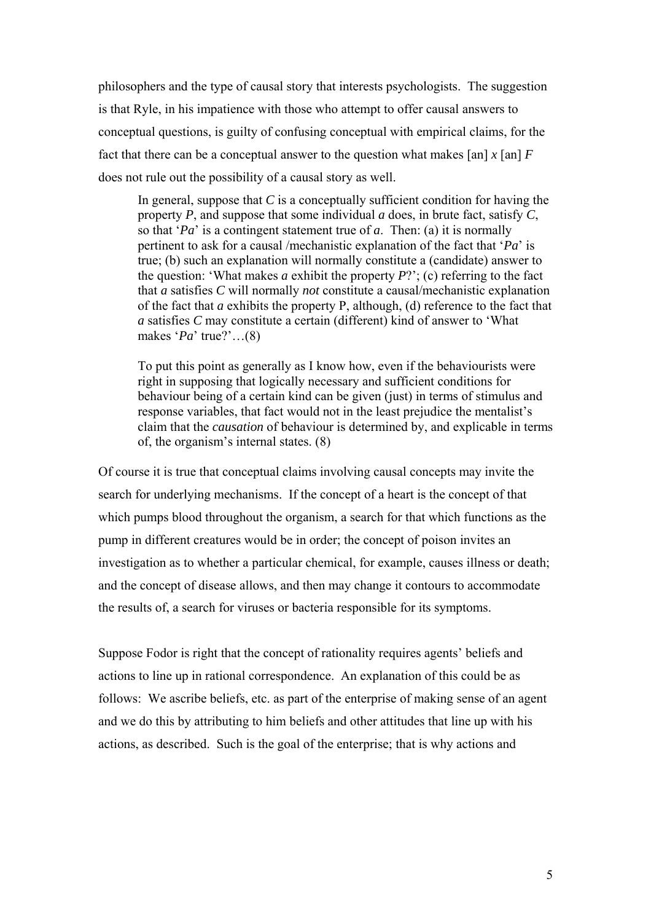philosophers and the type of causal story that interests psychologists. The suggestion is that Ryle, in his impatience with those who attempt to offer causal answers to conceptual questions, is guilty of confusing conceptual with empirical claims, for the fact that there can be a conceptual answer to the question what makes [an] *x* [an] *F* does not rule out the possibility of a causal story as well.

> In general, suppose that *C* is a conceptually sufficient condition for having the property *P*, and suppose that some individual *a* does, in brute fact, satisfy *C*, so that '*Pa*' is a contingent statement true of *a*. Then: (a) it is normally pertinent to ask for a causal /mechanistic explanation of the fact that '*Pa*' is true; (b) such an explanation will normally constitute a (candidate) answer to the question: 'What makes *a* exhibit the property *P*?'; (c) referring to the fact that *a* satisfies *C* will normally *not* constitute a causal/mechanistic explanation of the fact that *a* exhibits the property P, although, (d) reference to the fact that *a* satisfies *C* may constitute a certain (different) kind of answer to 'What makes '*Pa*' true?'…(8)
>
> To put this point as generally as I know how, even if the behaviourists were right in supposing that logically necessary and sufficient conditions for behaviour being of a certain kind can be given (just) in terms of stimulus and response variables, that fact would not in the least prejudice the mentalist's claim that the *causation* of behaviour is determined by, and explicable in terms of, the organism's internal states. (8)

Of course it is true that conceptual claims involving causal concepts may invite the search for underlying mechanisms. If the concept of a heart is the concept of that which pumps blood throughout the organism, a search for that which functions as the pump in different creatures would be in order; the concept of poison invites an investigation as to whether a particular chemical, for example, causes illness or death; and the concept of disease allows, and then may change it contours to accommodate the results of, a search for viruses or bacteria responsible for its symptoms.

Suppose Fodor is right that the concept of rationality requires agents' beliefs and actions to line up in rational correspondence. An explanation of this could be as follows: We ascribe beliefs, etc. as part of the enterprise of making sense of an agent and we do this by attributing to him beliefs and other attitudes that line up with his actions, as described. Such is the goal of the enterprise; that is why actions and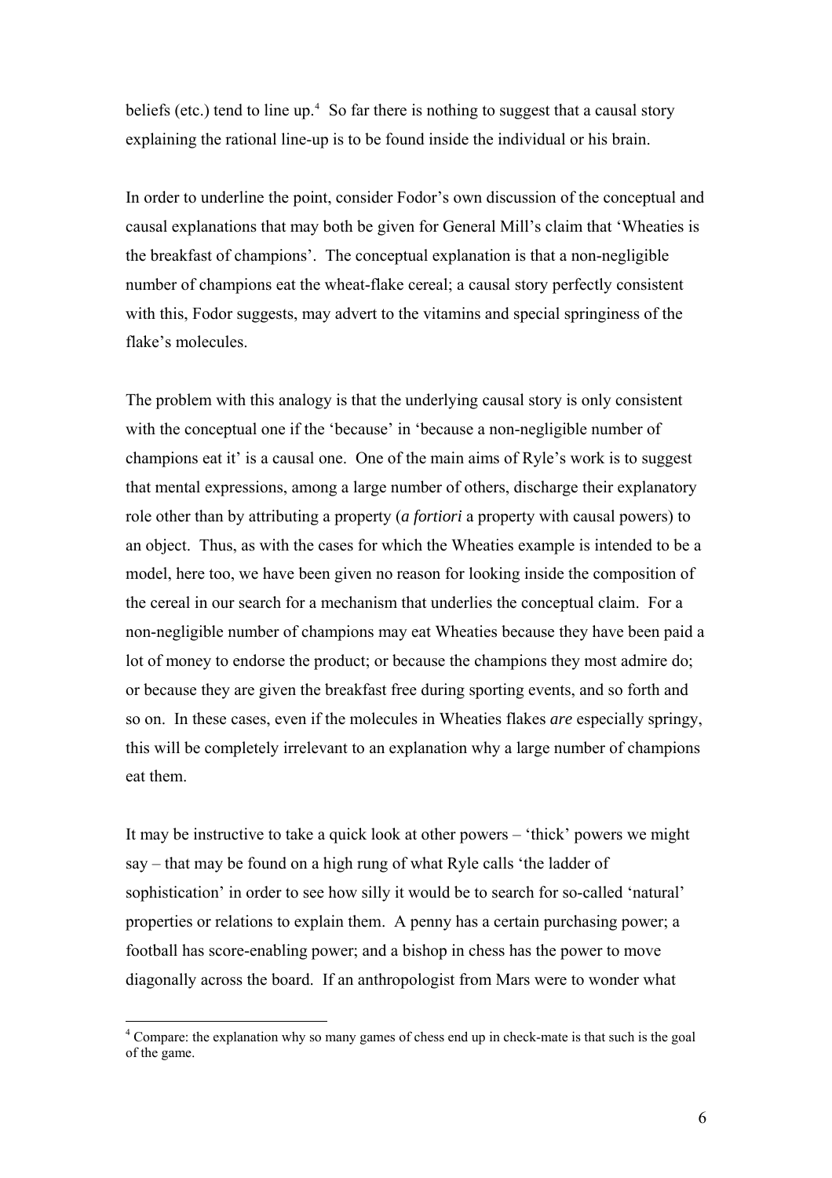beliefs (etc.) tend to line up.[4] So far there is nothing to suggest that a causal story explaining the rational line-up is to be found inside the individual or his brain.

In order to underline the point, consider Fodor's own discussion of the conceptual and causal explanations that may both be given for General Mill's claim that 'Wheaties is the breakfast of champions'. The conceptual explanation is that a non-negligible number of champions eat the wheat-flake cereal; a causal story perfectly consistent with this, Fodor suggests, may advert to the vitamins and special springiness of the flake's molecules.

The problem with this analogy is that the underlying causal story is only consistent with the conceptual one if the 'because' in 'because a non-negligible number of champions eat it' is a causal one. One of the main aims of Ryle's work is to suggest that mental expressions, among a large number of others, discharge their explanatory role other than by attributing a property (*a fortiori* a property with causal powers) to an object. Thus, as with the cases for which the Wheaties example is intended to be a model, here too, we have been given no reason for looking inside the composition of the cereal in our search for a mechanism that underlies the conceptual claim. For a non-negligible number of champions may eat Wheaties because they have been paid a lot of money to endorse the product; or because the champions they most admire do; or because they are given the breakfast free during sporting events, and so forth and so on. In these cases, even if the molecules in Wheaties flakes *are* especially springy, this will be completely irrelevant to an explanation why a large number of champions eat them.

It may be instructive to take a quick look at other powers – 'thick' powers we might say – that may be found on a high rung of what Ryle calls 'the ladder of sophistication' in order to see how silly it would be to search for so-called 'natural' properties or relations to explain them. A penny has a certain purchasing power; a football has score-enabling power; and a bishop in chess has the power to move diagonally across the board. If an anthropologist from Mars were to wonder what

[4] Compare: the explanation why so many games of chess end up in check-mate is that such is the goal of the game.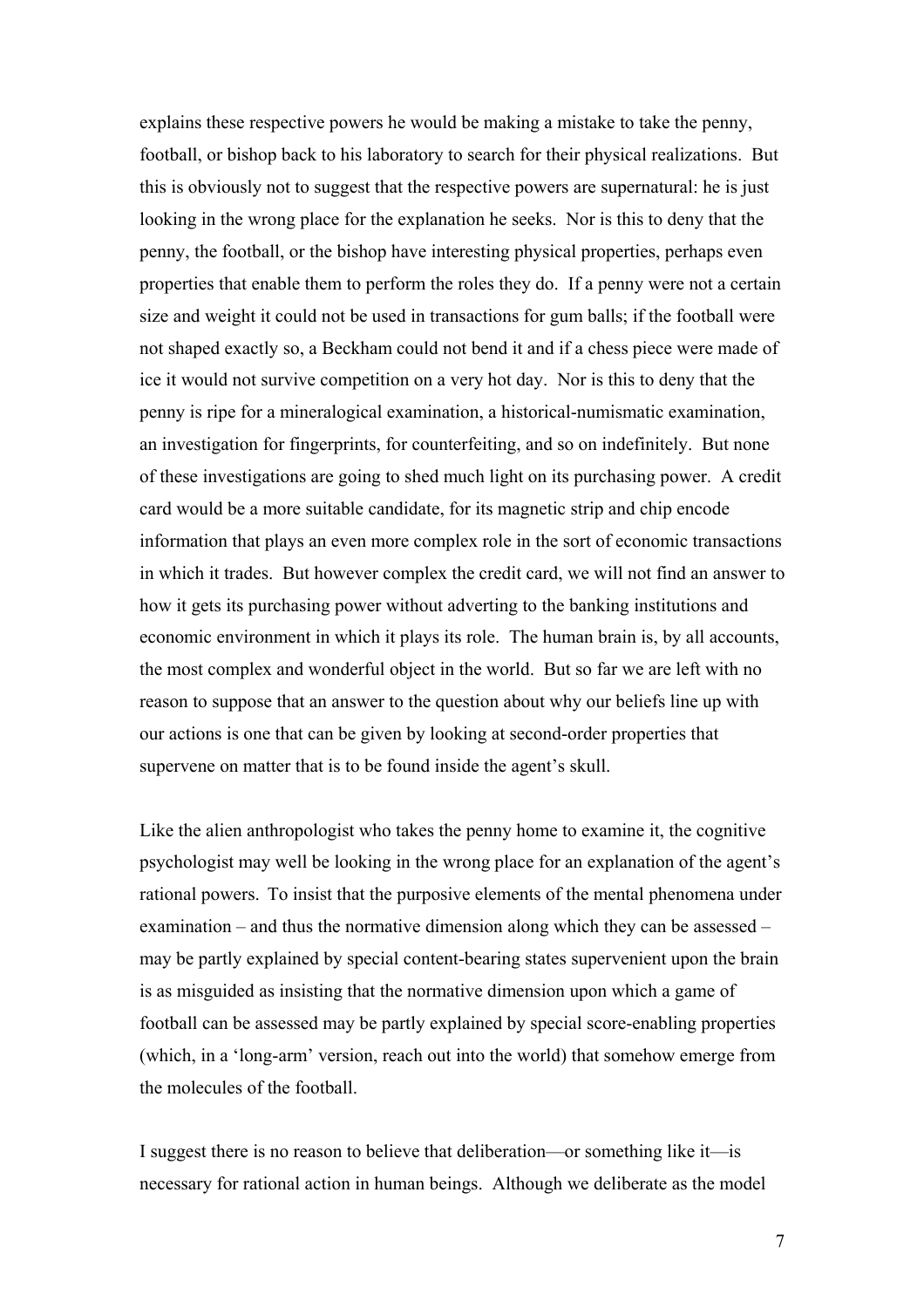explains these respective powers he would be making a mistake to take the penny, football, or bishop back to his laboratory to search for their physical realizations. But this is obviously not to suggest that the respective powers are supernatural: he is just looking in the wrong place for the explanation he seeks. Nor is this to deny that the penny, the football, or the bishop have interesting physical properties, perhaps even properties that enable them to perform the roles they do. If a penny were not a certain size and weight it could not be used in transactions for gum balls; if the football were not shaped exactly so, a Beckham could not bend it and if a chess piece were made of ice it would not survive competition on a very hot day. Nor is this to deny that the penny is ripe for a mineralogical examination, a historical-numismatic examination, an investigation for fingerprints, for counterfeiting, and so on indefinitely. But none of these investigations are going to shed much light on its purchasing power. A credit card would be a more suitable candidate, for its magnetic strip and chip encode information that plays an even more complex role in the sort of economic transactions in which it trades. But however complex the credit card, we will not find an answer to how it gets its purchasing power without adverting to the banking institutions and economic environment in which it plays its role. The human brain is, by all accounts, the most complex and wonderful object in the world. But so far we are left with no reason to suppose that an answer to the question about why our beliefs line up with our actions is one that can be given by looking at second-order properties that supervene on matter that is to be found inside the agent's skull.

Like the alien anthropologist who takes the penny home to examine it, the cognitive psychologist may well be looking in the wrong place for an explanation of the agent's rational powers. To insist that the purposive elements of the mental phenomena under examination – and thus the normative dimension along which they can be assessed – may be partly explained by special content-bearing states supervenient upon the brain is as misguided as insisting that the normative dimension upon which a game of football can be assessed may be partly explained by special score-enabling properties (which, in a 'long-arm' version, reach out into the world) that somehow emerge from the molecules of the football.

I suggest there is no reason to believe that deliberation—or something like it—is necessary for rational action in human beings. Although we deliberate as the model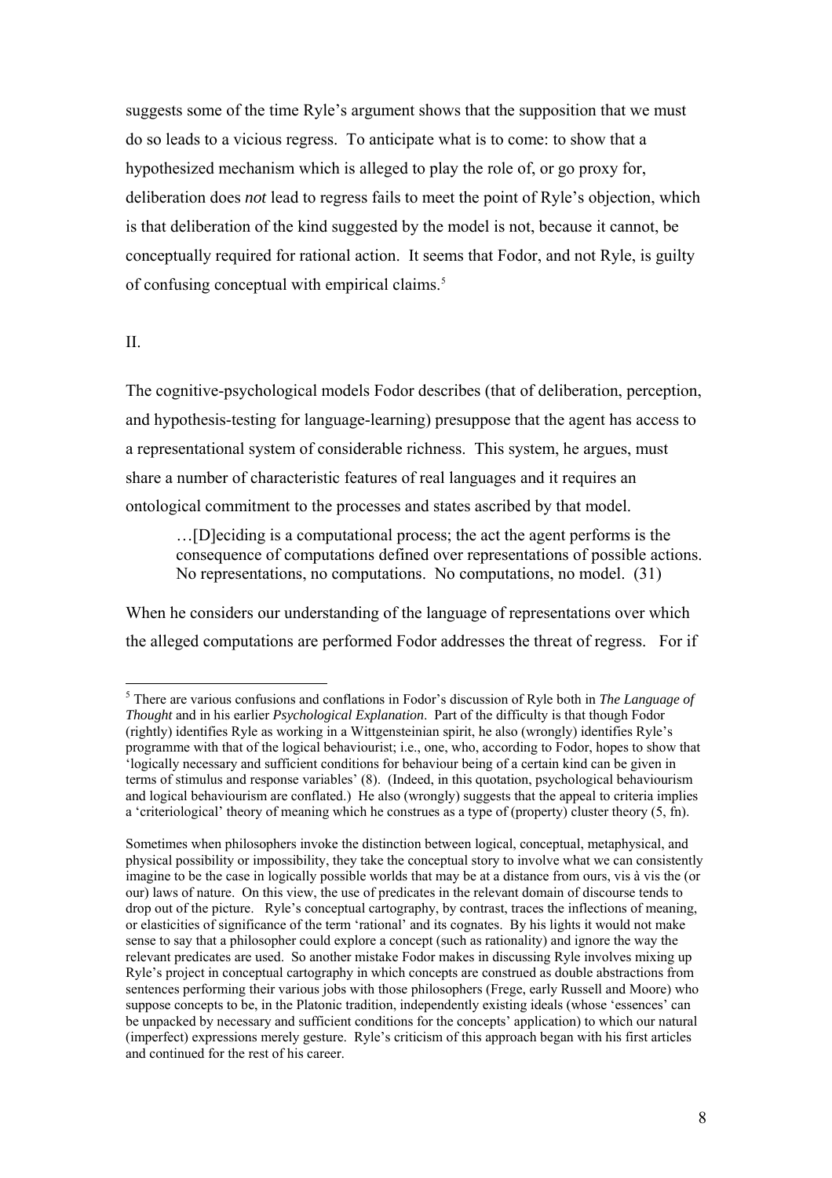suggests some of the time Ryle's argument shows that the supposition that we must do so leads to a vicious regress. To anticipate what is to come: to show that a hypothesized mechanism which is alleged to play the role of, or go proxy for, deliberation does *not* lead to regress fails to meet the point of Ryle's objection, which is that deliberation of the kind suggested by the model is not, because it cannot, be conceptually required for rational action. It seems that Fodor, and not Ryle, is guilty of confusing conceptual with empirical claims.[5]

## II.

The cognitive-psychological models Fodor describes (that of deliberation, perception, and hypothesis-testing for language-learning) presuppose that the agent has access to a representational system of considerable richness. This system, he argues, must share a number of characteristic features of real languages and it requires an ontological commitment to the processes and states ascribed by that model.

> …[D]eciding is a computational process; the act the agent performs is the consequence of computations defined over representations of possible actions. No representations, no computations. No computations, no model. (31)

When he considers our understanding of the language of representations over which the alleged computations are performed Fodor addresses the threat of regress. For if

---

[5] There are various confusions and conflations in Fodor's discussion of Ryle both in *The Language of Thought* and in his earlier *Psychological Explanation*. Part of the difficulty is that though Fodor (rightly) identifies Ryle as working in a Wittgensteinian spirit, he also (wrongly) identifies Ryle's programme with that of the logical behaviourist; i.e., one, who, according to Fodor, hopes to show that 'logically necessary and sufficient conditions for behaviour being of a certain kind can be given in terms of stimulus and response variables' (8). (Indeed, in this quotation, psychological behaviourism and logical behaviourism are conflated.) He also (wrongly) suggests that the appeal to criteria implies a 'criteriological' theory of meaning which he construes as a type of (property) cluster theory (5, fn).

Sometimes when philosophers invoke the distinction between logical, conceptual, metaphysical, and physical possibility or impossibility, they take the conceptual story to involve what we can consistently imagine to be the case in logically possible worlds that may be at a distance from ours, vis à vis the (or our) laws of nature. On this view, the use of predicates in the relevant domain of discourse tends to drop out of the picture. Ryle's conceptual cartography, by contrast, traces the inflections of meaning, or elasticities of significance of the term 'rational' and its cognates. By his lights it would not make sense to say that a philosopher could explore a concept (such as rationality) and ignore the way the relevant predicates are used. So another mistake Fodor makes in discussing Ryle involves mixing up Ryle's project in conceptual cartography in which concepts are construed as double abstractions from sentences performing their various jobs with those philosophers (Frege, early Russell and Moore) who suppose concepts to be, in the Platonic tradition, independently existing ideals (whose 'essences' can be unpacked by necessary and sufficient conditions for the concepts' application) to which our natural (imperfect) expressions merely gesture. Ryle's criticism of this approach began with his first articles and continued for the rest of his career.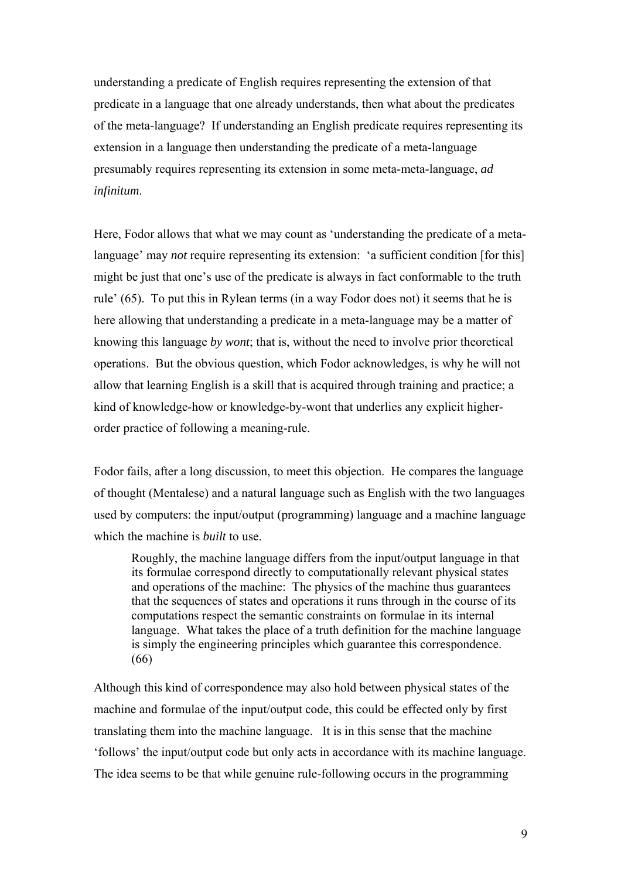understanding a predicate of English requires representing the extension of that predicate in a language that one already understands, then what about the predicates of the meta-language? If understanding an English predicate requires representing its extension in a language then understanding the predicate of a meta-language presumably requires representing its extension in some meta-meta-language, *ad infinitum*.

Here, Fodor allows that what we may count as 'understanding the predicate of a meta-language' may *not* require representing its extension: 'a sufficient condition [for this] might be just that one's use of the predicate is always in fact conformable to the truth rule' (65). To put this in Rylean terms (in a way Fodor does not) it seems that he is here allowing that understanding a predicate in a meta-language may be a matter of knowing this language *by wont*; that is, without the need to involve prior theoretical operations. But the obvious question, which Fodor acknowledges, is why he will not allow that learning English is a skill that is acquired through training and practice; a kind of knowledge-how or knowledge-by-wont that underlies any explicit higher-order practice of following a meaning-rule.

Fodor fails, after a long discussion, to meet this objection. He compares the language of thought (Mentalese) and a natural language such as English with the two languages used by computers: the input/output (programming) language and a machine language which the machine is *built* to use.

> Roughly, the machine language differs from the input/output language in that its formulae correspond directly to computationally relevant physical states and operations of the machine: The physics of the machine thus guarantees that the sequences of states and operations it runs through in the course of its computations respect the semantic constraints on formulae in its internal language. What takes the place of a truth definition for the machine language is simply the engineering principles which guarantee this correspondence. (66)

Although this kind of correspondence may also hold between physical states of the machine and formulae of the input/output code, this could be effected only by first translating them into the machine language. It is in this sense that the machine 'follows' the input/output code but only acts in accordance with its machine language. The idea seems to be that while genuine rule-following occurs in the programming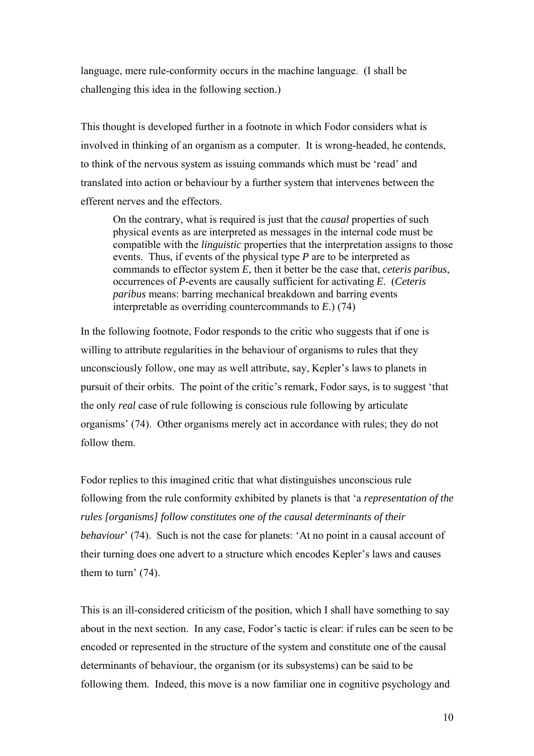language, mere rule-conformity occurs in the machine language. (I shall be challenging this idea in the following section.)

This thought is developed further in a footnote in which Fodor considers what is involved in thinking of an organism as a computer. It is wrong-headed, he contends, to think of the nervous system as issuing commands which must be 'read' and translated into action or behaviour by a further system that intervenes between the efferent nerves and the effectors.

> On the contrary, what is required is just that the *causal* properties of such physical events as are interpreted as messages in the internal code must be compatible with the *linguistic* properties that the interpretation assigns to those events. Thus, if events of the physical type *P* are to be interpreted as commands to effector system *E*, then it better be the case that, *ceteris paribus*, occurrences of *P*-events are causally sufficient for activating *E*. (*Ceteris paribus* means: barring mechanical breakdown and barring events interpretable as overriding countercommands to *E*.) (74)

In the following footnote, Fodor responds to the critic who suggests that if one is willing to attribute regularities in the behaviour of organisms to rules that they unconsciously follow, one may as well attribute, say, Kepler's laws to planets in pursuit of their orbits. The point of the critic's remark, Fodor says, is to suggest 'that the only *real* case of rule following is conscious rule following by articulate organisms' (74). Other organisms merely act in accordance with rules; they do not follow them.

Fodor replies to this imagined critic that what distinguishes unconscious rule following from the rule conformity exhibited by planets is that 'a *representation of the rules [organisms] follow constitutes one of the causal determinants of their behaviour*' (74). Such is not the case for planets: 'At no point in a causal account of their turning does one advert to a structure which encodes Kepler's laws and causes them to turn' (74).

This is an ill-considered criticism of the position, which I shall have something to say about in the next section. In any case, Fodor's tactic is clear: if rules can be seen to be encoded or represented in the structure of the system and constitute one of the causal determinants of behaviour, the organism (or its subsystems) can be said to be following them. Indeed, this move is a now familiar one in cognitive psychology and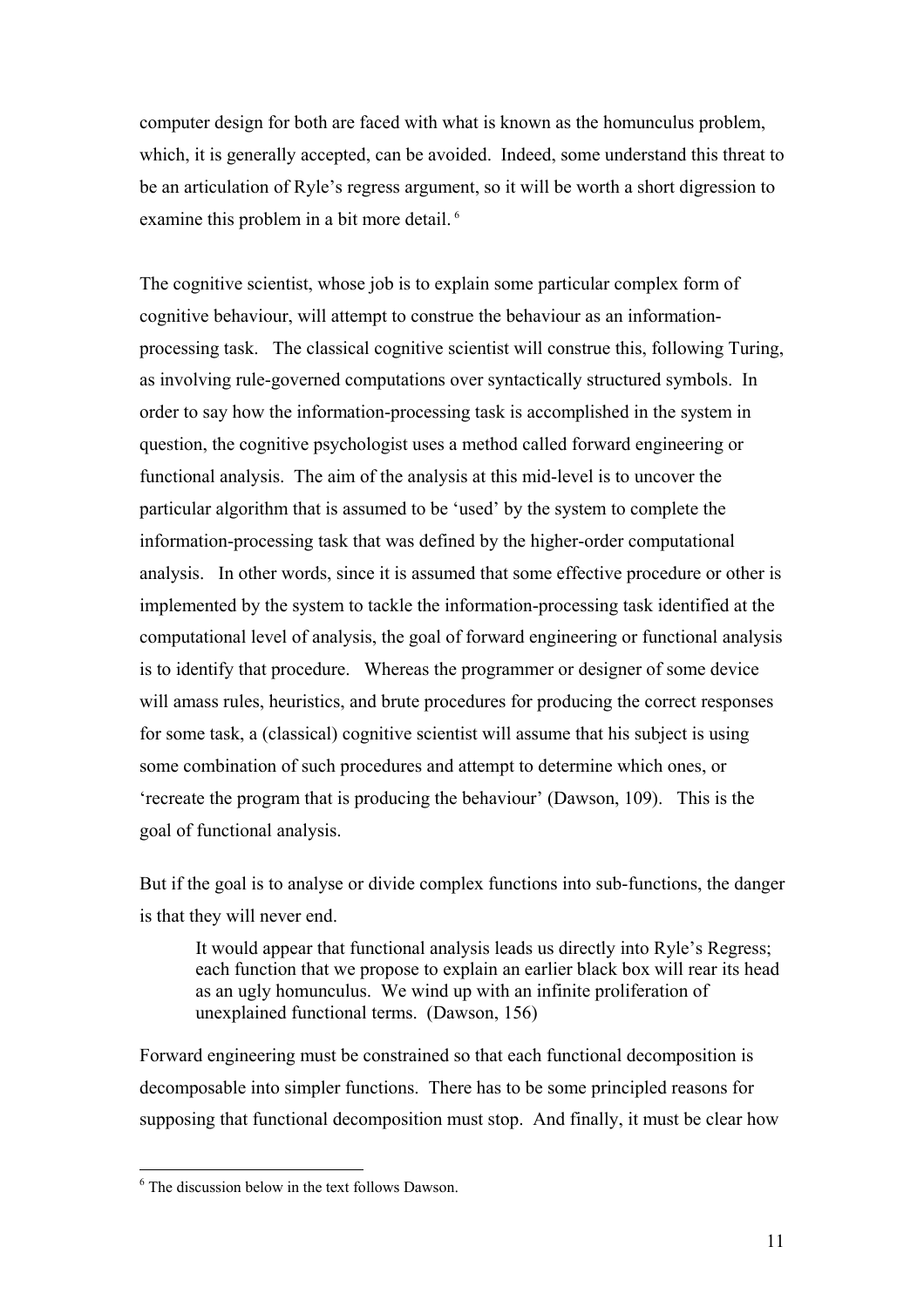computer design for both are faced with what is known as the homunculus problem, which, it is generally accepted, can be avoided. Indeed, some understand this threat to be an articulation of Ryle's regress argument, so it will be worth a short digression to examine this problem in a bit more detail. [6]

The cognitive scientist, whose job is to explain some particular complex form of cognitive behaviour, will attempt to construe the behaviour as an information-processing task. The classical cognitive scientist will construe this, following Turing, as involving rule-governed computations over syntactically structured symbols. In order to say how the information-processing task is accomplished in the system in question, the cognitive psychologist uses a method called forward engineering or functional analysis. The aim of the analysis at this mid-level is to uncover the particular algorithm that is assumed to be 'used' by the system to complete the information-processing task that was defined by the higher-order computational analysis. In other words, since it is assumed that some effective procedure or other is implemented by the system to tackle the information-processing task identified at the computational level of analysis, the goal of forward engineering or functional analysis is to identify that procedure. Whereas the programmer or designer of some device will amass rules, heuristics, and brute procedures for producing the correct responses for some task, a (classical) cognitive scientist will assume that his subject is using some combination of such procedures and attempt to determine which ones, or 'recreate the program that is producing the behaviour' (Dawson, 109). This is the goal of functional analysis.

But if the goal is to analyse or divide complex functions into sub-functions, the danger is that they will never end.

> It would appear that functional analysis leads us directly into Ryle's Regress; each function that we propose to explain an earlier black box will rear its head as an ugly homunculus. We wind up with an infinite proliferation of unexplained functional terms. (Dawson, 156)

Forward engineering must be constrained so that each functional decomposition is decomposable into simpler functions. There has to be some principled reasons for supposing that functional decomposition must stop. And finally, it must be clear how

---

[6] The discussion below in the text follows Dawson.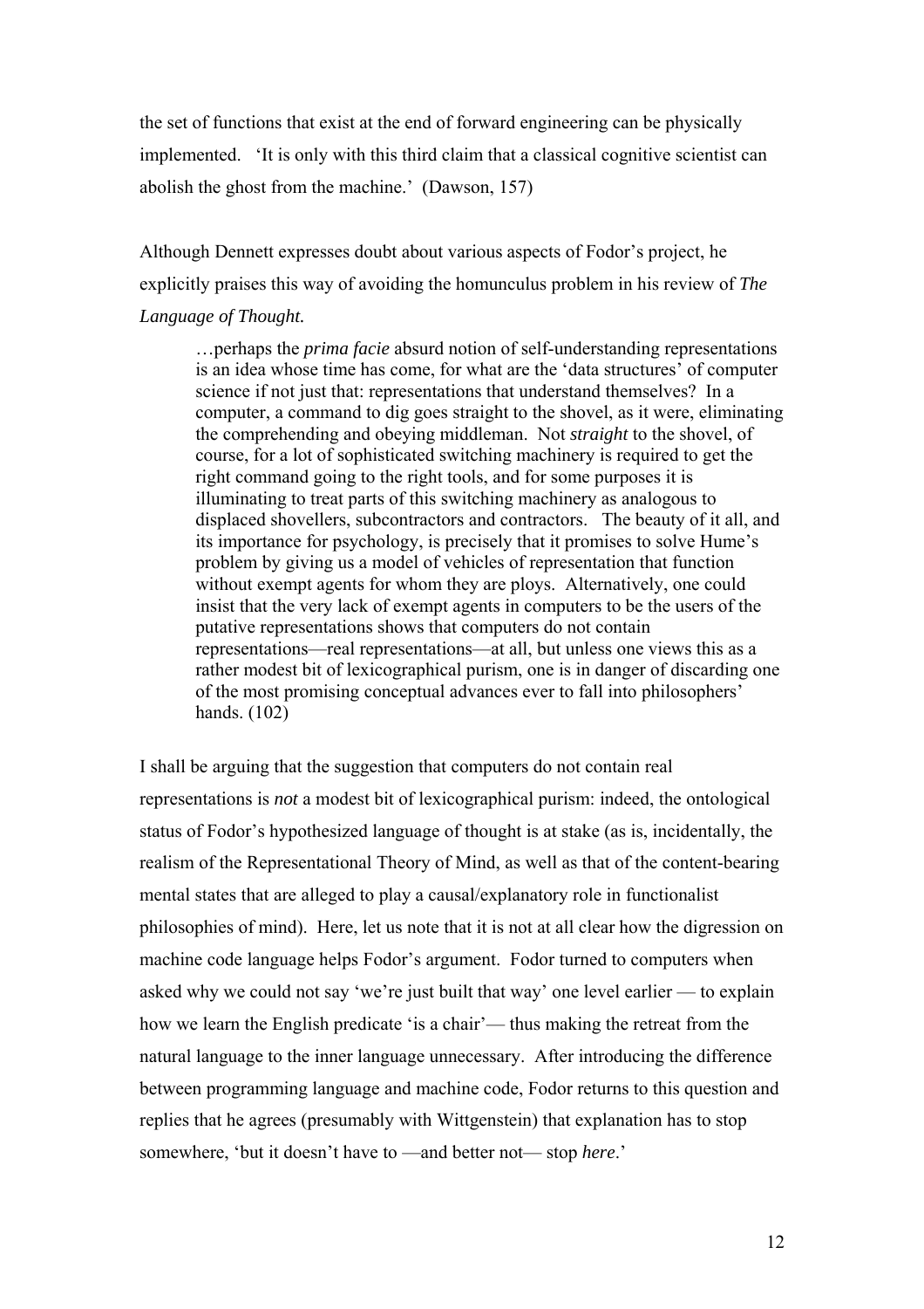the set of functions that exist at the end of forward engineering can be physically implemented. 'It is only with this third claim that a classical cognitive scientist can abolish the ghost from the machine.' (Dawson, 157)

Although Dennett expresses doubt about various aspects of Fodor's project, he explicitly praises this way of avoiding the homunculus problem in his review of *The Language of Thought.*

> …perhaps the *prima facie* absurd notion of self-understanding representations is an idea whose time has come, for what are the 'data structures' of computer science if not just that: representations that understand themselves? In a computer, a command to dig goes straight to the shovel, as it were, eliminating the comprehending and obeying middleman. Not *straight* to the shovel, of course, for a lot of sophisticated switching machinery is required to get the right command going to the right tools, and for some purposes it is illuminating to treat parts of this switching machinery as analogous to displaced shovellers, subcontractors and contractors. The beauty of it all, and its importance for psychology, is precisely that it promises to solve Hume's problem by giving us a model of vehicles of representation that function without exempt agents for whom they are ploys. Alternatively, one could insist that the very lack of exempt agents in computers to be the users of the putative representations shows that computers do not contain representations—real representations—at all, but unless one views this as a rather modest bit of lexicographical purism, one is in danger of discarding one of the most promising conceptual advances ever to fall into philosophers' hands. (102)

I shall be arguing that the suggestion that computers do not contain real representations is *not* a modest bit of lexicographical purism: indeed, the ontological status of Fodor's hypothesized language of thought is at stake (as is, incidentally, the realism of the Representational Theory of Mind, as well as that of the content-bearing mental states that are alleged to play a causal/explanatory role in functionalist philosophies of mind). Here, let us note that it is not at all clear how the digression on machine code language helps Fodor's argument. Fodor turned to computers when asked why we could not say 'we're just built that way' one level earlier — to explain how we learn the English predicate 'is a chair'— thus making the retreat from the natural language to the inner language unnecessary. After introducing the difference between programming language and machine code, Fodor returns to this question and replies that he agrees (presumably with Wittgenstein) that explanation has to stop somewhere, 'but it doesn't have to —and better not— stop *here*.'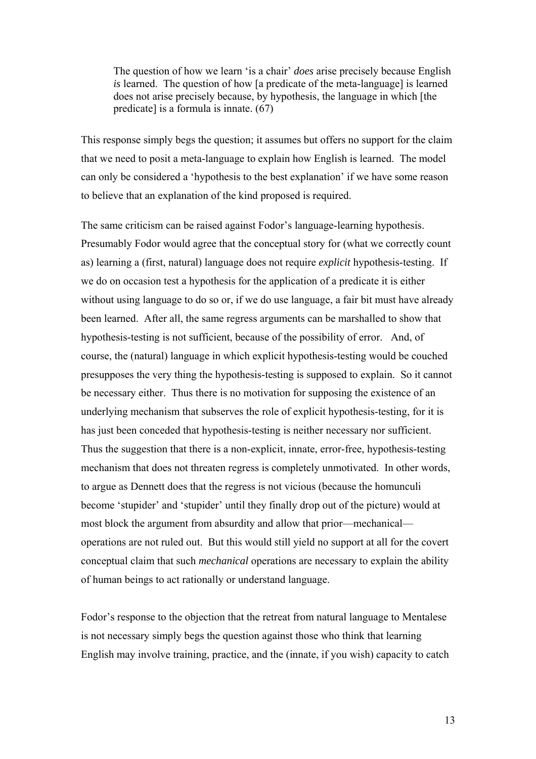> The question of how we learn 'is a chair' *does* arise precisely because English *is* learned. The question of how [a predicate of the meta-language] is learned does not arise precisely because, by hypothesis, the language in which [the predicate] is a formula is innate. (67)

This response simply begs the question; it assumes but offers no support for the claim that we need to posit a meta-language to explain how English is learned. The model can only be considered a 'hypothesis to the best explanation' if we have some reason to believe that an explanation of the kind proposed is required.

The same criticism can be raised against Fodor's language-learning hypothesis. Presumably Fodor would agree that the conceptual story for (what we correctly count as) learning a (first, natural) language does not require *explicit* hypothesis-testing. If we do on occasion test a hypothesis for the application of a predicate it is either without using language to do so or, if we do use language, a fair bit must have already been learned. After all, the same regress arguments can be marshalled to show that hypothesis-testing is not sufficient, because of the possibility of error. And, of course, the (natural) language in which explicit hypothesis-testing would be couched presupposes the very thing the hypothesis-testing is supposed to explain. So it cannot be necessary either. Thus there is no motivation for supposing the existence of an underlying mechanism that subserves the role of explicit hypothesis-testing, for it is has just been conceded that hypothesis-testing is neither necessary nor sufficient. Thus the suggestion that there is a non-explicit, innate, error-free, hypothesis-testing mechanism that does not threaten regress is completely unmotivated. In other words, to argue as Dennett does that the regress is not vicious (because the homunculi become 'stupider' and 'stupider' until they finally drop out of the picture) would at most block the argument from absurdity and allow that prior—mechanical—operations are not ruled out. But this would still yield no support at all for the covert conceptual claim that such *mechanical* operations are necessary to explain the ability of human beings to act rationally or understand language.

Fodor's response to the objection that the retreat from natural language to Mentalese is not necessary simply begs the question against those who think that learning English may involve training, practice, and the (innate, if you wish) capacity to catch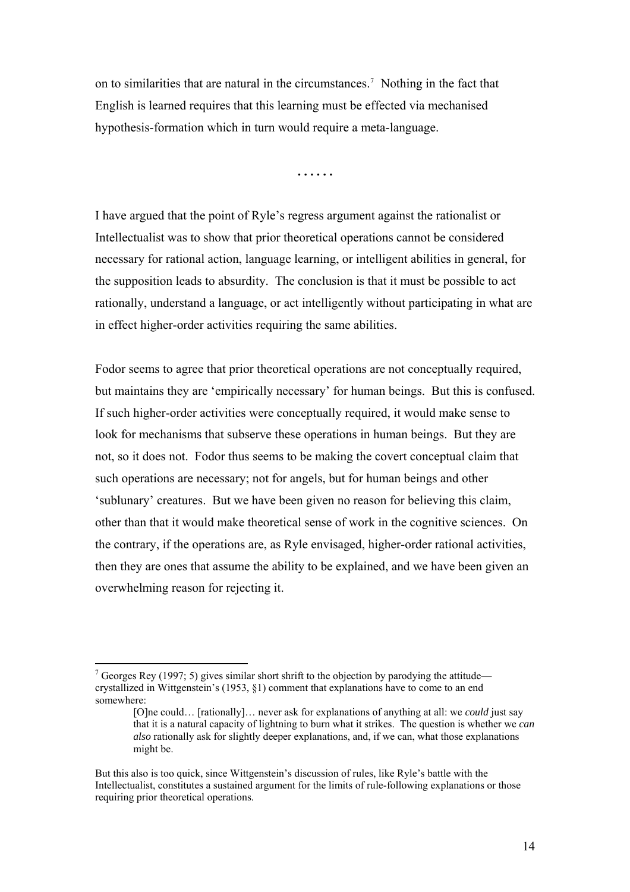on to similarities that are natural in the circumstances.[7] Nothing in the fact that English is learned requires that this learning must be effected via mechanised hypothesis-formation which in turn would require a meta-language.

……

I have argued that the point of Ryle's regress argument against the rationalist or Intellectualist was to show that prior theoretical operations cannot be considered necessary for rational action, language learning, or intelligent abilities in general, for the supposition leads to absurdity. The conclusion is that it must be possible to act rationally, understand a language, or act intelligently without participating in what are in effect higher-order activities requiring the same abilities.

Fodor seems to agree that prior theoretical operations are not conceptually required, but maintains they are 'empirically necessary' for human beings. But this is confused. If such higher-order activities were conceptually required, it would make sense to look for mechanisms that subserve these operations in human beings. But they are not, so it does not. Fodor thus seems to be making the covert conceptual claim that such operations are necessary; not for angels, but for human beings and other 'sublunary' creatures. But we have been given no reason for believing this claim, other than that it would make theoretical sense of work in the cognitive sciences. On the contrary, if the operations are, as Ryle envisaged, higher-order rational activities, then they are ones that assume the ability to be explained, and we have been given an overwhelming reason for rejecting it.

---

[7] Georges Rey (1997; 5) gives similar short shrift to the objection by parodying the attitude—crystallized in Wittgenstein's (1953, §1) comment that explanations have to come to an end somewhere:

> [O]ne could… [rationally]… never ask for explanations of anything at all: we *could* just say that it is a natural capacity of lightning to burn what it strikes. The question is whether we *can also* rationally ask for slightly deeper explanations, and, if we can, what those explanations might be.

But this also is too quick, since Wittgenstein's discussion of rules, like Ryle's battle with the Intellectualist, constitutes a sustained argument for the limits of rule-following explanations or those requiring prior theoretical operations.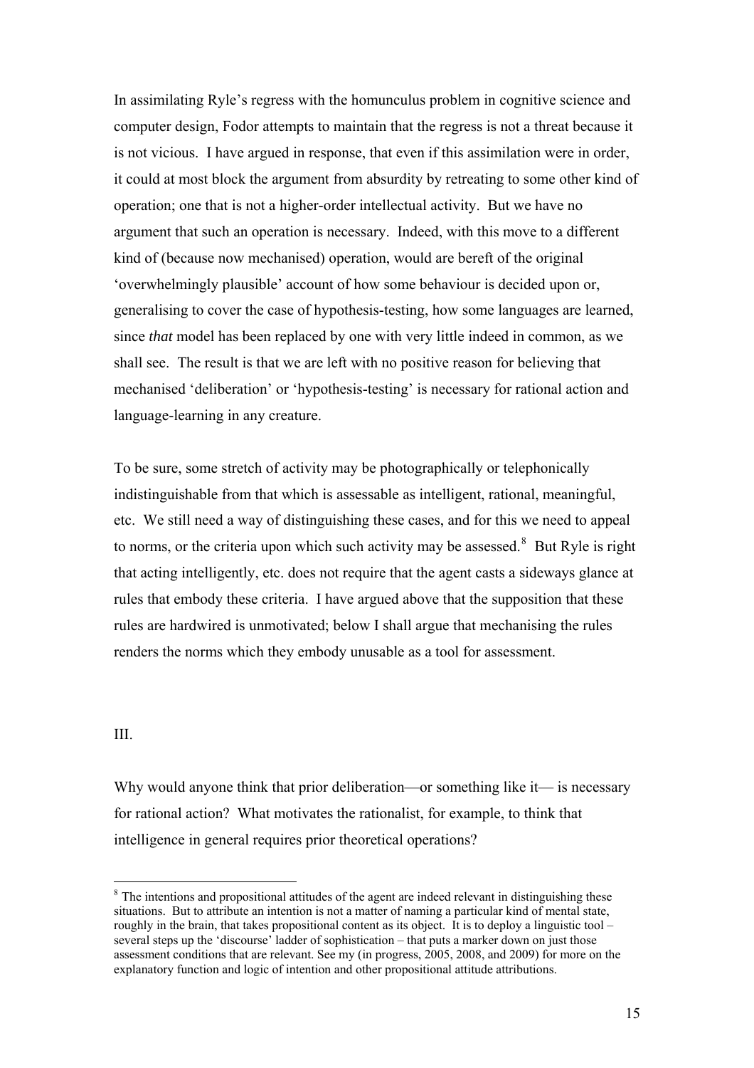In assimilating Ryle's regress with the homunculus problem in cognitive science and computer design, Fodor attempts to maintain that the regress is not a threat because it is not vicious. I have argued in response, that even if this assimilation were in order, it could at most block the argument from absurdity by retreating to some other kind of operation; one that is not a higher-order intellectual activity. But we have no argument that such an operation is necessary. Indeed, with this move to a different kind of (because now mechanised) operation, would are bereft of the original 'overwhelmingly plausible' account of how some behaviour is decided upon or, generalising to cover the case of hypothesis-testing, how some languages are learned, since *that* model has been replaced by one with very little indeed in common, as we shall see. The result is that we are left with no positive reason for believing that mechanised 'deliberation' or 'hypothesis-testing' is necessary for rational action and language-learning in any creature.

To be sure, some stretch of activity may be photographically or telephonically indistinguishable from that which is assessable as intelligent, rational, meaningful, etc. We still need a way of distinguishing these cases, and for this we need to appeal to norms, or the criteria upon which such activity may be assessed.[8] But Ryle is right that acting intelligently, etc. does not require that the agent casts a sideways glance at rules that embody these criteria. I have argued above that the supposition that these rules are hardwired is unmotivated; below I shall argue that mechanising the rules renders the norms which they embody unusable as a tool for assessment.

## III.

Why would anyone think that prior deliberation—or something like it— is necessary for rational action? What motivates the rationalist, for example, to think that intelligence in general requires prior theoretical operations?

---

[8] The intentions and propositional attitudes of the agent are indeed relevant in distinguishing these situations. But to attribute an intention is not a matter of naming a particular kind of mental state, roughly in the brain, that takes propositional content as its object. It is to deploy a linguistic tool – several steps up the 'discourse' ladder of sophistication – that puts a marker down on just those assessment conditions that are relevant. See my (in progress, 2005, 2008, and 2009) for more on the explanatory function and logic of intention and other propositional attitude attributions.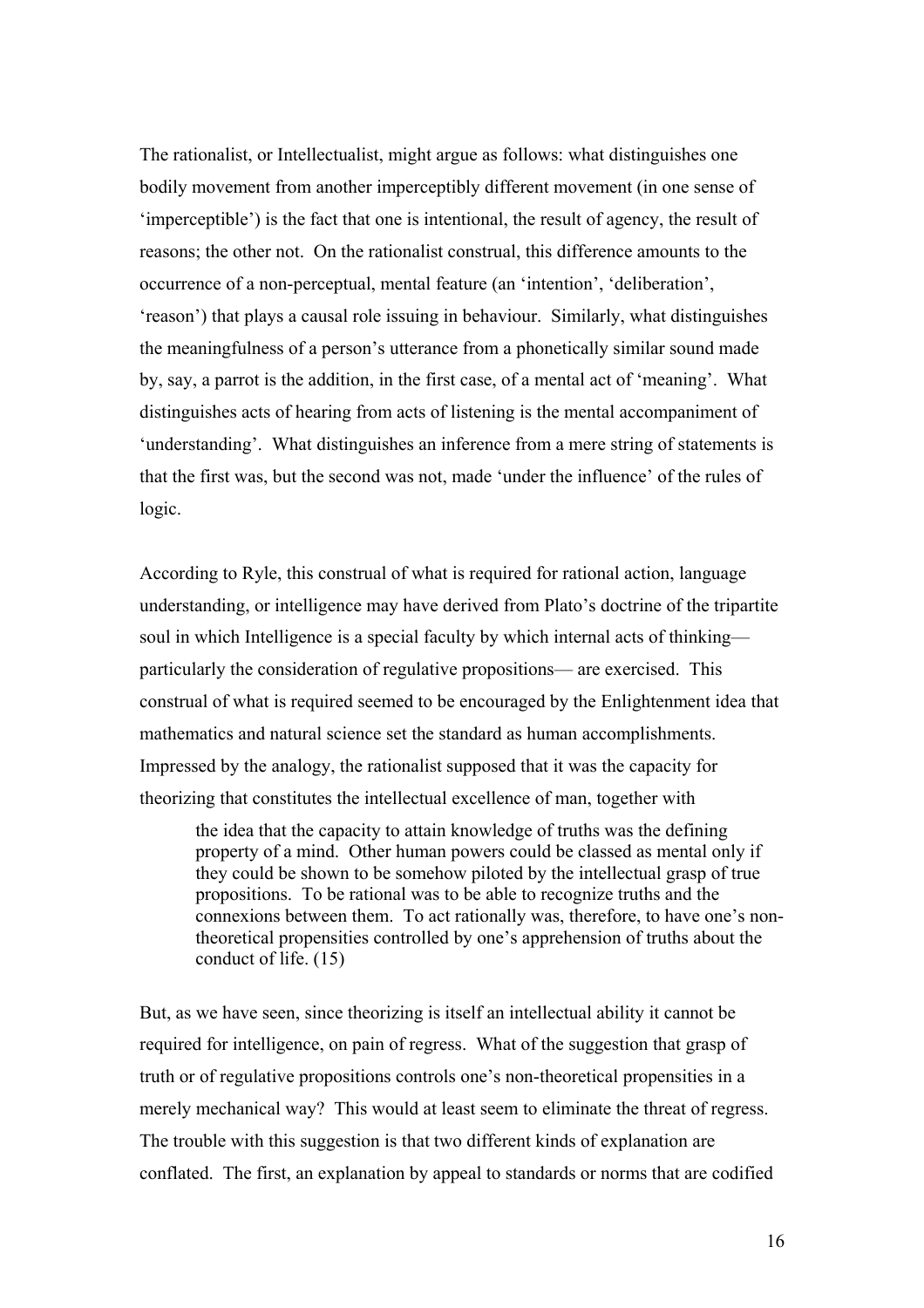The rationalist, or Intellectualist, might argue as follows: what distinguishes one bodily movement from another imperceptibly different movement (in one sense of 'imperceptible') is the fact that one is intentional, the result of agency, the result of reasons; the other not. On the rationalist construal, this difference amounts to the occurrence of a non-perceptual, mental feature (an 'intention', 'deliberation', 'reason') that plays a causal role issuing in behaviour. Similarly, what distinguishes the meaningfulness of a person's utterance from a phonetically similar sound made by, say, a parrot is the addition, in the first case, of a mental act of 'meaning'. What distinguishes acts of hearing from acts of listening is the mental accompaniment of 'understanding'. What distinguishes an inference from a mere string of statements is that the first was, but the second was not, made 'under the influence' of the rules of logic.

According to Ryle, this construal of what is required for rational action, language understanding, or intelligence may have derived from Plato's doctrine of the tripartite soul in which Intelligence is a special faculty by which internal acts of thinking—particularly the consideration of regulative propositions— are exercised. This construal of what is required seemed to be encouraged by the Enlightenment idea that mathematics and natural science set the standard as human accomplishments. Impressed by the analogy, the rationalist supposed that it was the capacity for theorizing that constitutes the intellectual excellence of man, together with

> the idea that the capacity to attain knowledge of truths was the defining property of a mind. Other human powers could be classed as mental only if they could be shown to be somehow piloted by the intellectual grasp of true propositions. To be rational was to be able to recognize truths and the connexions between them. To act rationally was, therefore, to have one's non-theoretical propensities controlled by one's apprehension of truths about the conduct of life. (15)

But, as we have seen, since theorizing is itself an intellectual ability it cannot be required for intelligence, on pain of regress. What of the suggestion that grasp of truth or of regulative propositions controls one's non-theoretical propensities in a merely mechanical way? This would at least seem to eliminate the threat of regress. The trouble with this suggestion is that two different kinds of explanation are conflated. The first, an explanation by appeal to standards or norms that are codified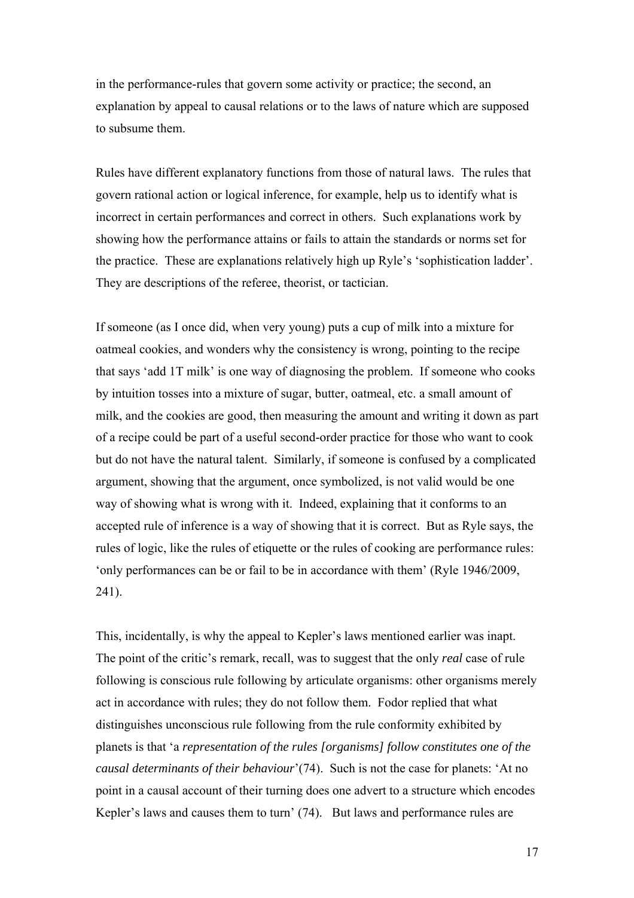in the performance-rules that govern some activity or practice; the second, an explanation by appeal to causal relations or to the laws of nature which are supposed to subsume them.

Rules have different explanatory functions from those of natural laws. The rules that govern rational action or logical inference, for example, help us to identify what is incorrect in certain performances and correct in others. Such explanations work by showing how the performance attains or fails to attain the standards or norms set for the practice. These are explanations relatively high up Ryle's 'sophistication ladder'. They are descriptions of the referee, theorist, or tactician.

If someone (as I once did, when very young) puts a cup of milk into a mixture for oatmeal cookies, and wonders why the consistency is wrong, pointing to the recipe that says 'add 1T milk' is one way of diagnosing the problem. If someone who cooks by intuition tosses into a mixture of sugar, butter, oatmeal, etc. a small amount of milk, and the cookies are good, then measuring the amount and writing it down as part of a recipe could be part of a useful second-order practice for those who want to cook but do not have the natural talent. Similarly, if someone is confused by a complicated argument, showing that the argument, once symbolized, is not valid would be one way of showing what is wrong with it. Indeed, explaining that it conforms to an accepted rule of inference is a way of showing that it is correct. But as Ryle says, the rules of logic, like the rules of etiquette or the rules of cooking are performance rules: 'only performances can be or fail to be in accordance with them' (Ryle 1946/2009, 241).

This, incidentally, is why the appeal to Kepler's laws mentioned earlier was inapt. The point of the critic's remark, recall, was to suggest that the only *real* case of rule following is conscious rule following by articulate organisms: other organisms merely act in accordance with rules; they do not follow them. Fodor replied that what distinguishes unconscious rule following from the rule conformity exhibited by planets is that 'a *representation of the rules [organisms] follow constitutes one of the causal determinants of their behaviour*'(74). Such is not the case for planets: 'At no point in a causal account of their turning does one advert to a structure which encodes Kepler's laws and causes them to turn' (74). But laws and performance rules are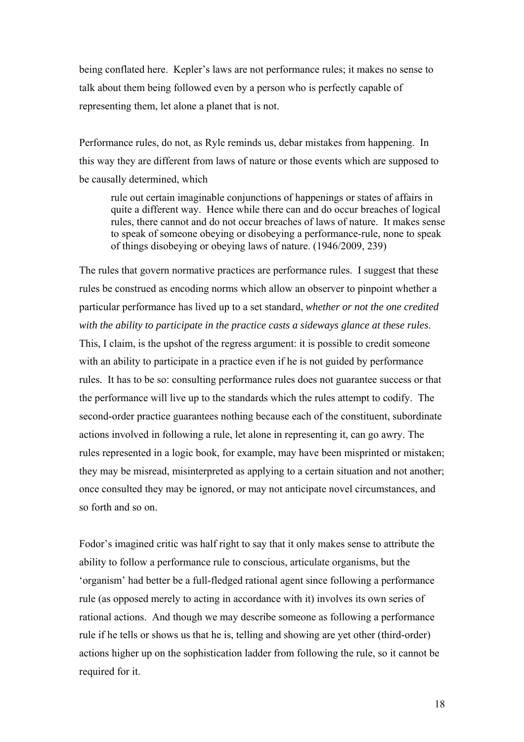being conflated here. Kepler's laws are not performance rules; it makes no sense to talk about them being followed even by a person who is perfectly capable of representing them, let alone a planet that is not.

Performance rules, do not, as Ryle reminds us, debar mistakes from happening. In this way they are different from laws of nature or those events which are supposed to be causally determined, which

> rule out certain imaginable conjunctions of happenings or states of affairs in quite a different way. Hence while there can and do occur breaches of logical rules, there cannot and do not occur breaches of laws of nature. It makes sense to speak of someone obeying or disobeying a performance-rule, none to speak of things disobeying or obeying laws of nature. (1946/2009, 239)

The rules that govern normative practices are performance rules. I suggest that these rules be construed as encoding norms which allow an observer to pinpoint whether a particular performance has lived up to a set standard, *whether or not the one credited with the ability to participate in the practice casts a sideways glance at these rules*. This, I claim, is the upshot of the regress argument: it is possible to credit someone with an ability to participate in a practice even if he is not guided by performance rules. It has to be so: consulting performance rules does not guarantee success or that the performance will live up to the standards which the rules attempt to codify. The second-order practice guarantees nothing because each of the constituent, subordinate actions involved in following a rule, let alone in representing it, can go awry. The rules represented in a logic book, for example, may have been misprinted or mistaken; they may be misread, misinterpreted as applying to a certain situation and not another; once consulted they may be ignored, or may not anticipate novel circumstances, and so forth and so on.

Fodor's imagined critic was half right to say that it only makes sense to attribute the ability to follow a performance rule to conscious, articulate organisms, but the 'organism' had better be a full-fledged rational agent since following a performance rule (as opposed merely to acting in accordance with it) involves its own series of rational actions. And though we may describe someone as following a performance rule if he tells or shows us that he is, telling and showing are yet other (third-order) actions higher up on the sophistication ladder from following the rule, so it cannot be required for it.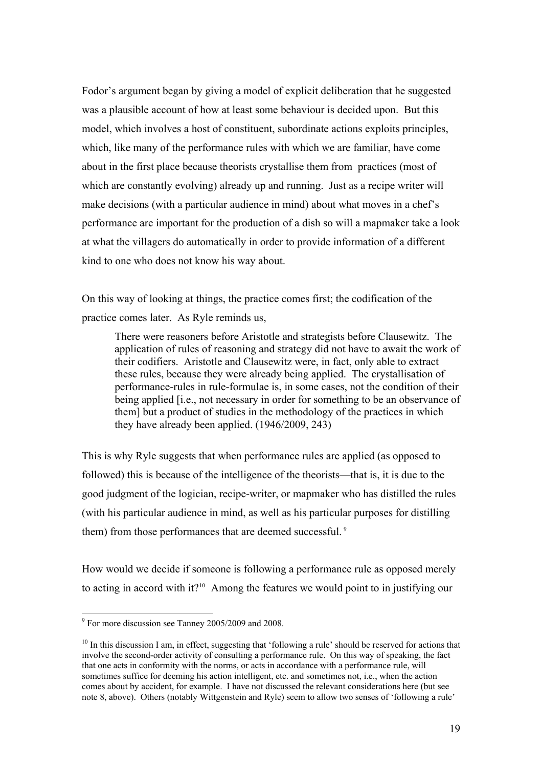Fodor's argument began by giving a model of explicit deliberation that he suggested was a plausible account of how at least some behaviour is decided upon. But this model, which involves a host of constituent, subordinate actions exploits principles, which, like many of the performance rules with which we are familiar, have come about in the first place because theorists crystallise them from practices (most of which are constantly evolving) already up and running. Just as a recipe writer will make decisions (with a particular audience in mind) about what moves in a chef's performance are important for the production of a dish so will a mapmaker take a look at what the villagers do automatically in order to provide information of a different kind to one who does not know his way about.

On this way of looking at things, the practice comes first; the codification of the practice comes later. As Ryle reminds us,

> There were reasoners before Aristotle and strategists before Clausewitz. The application of rules of reasoning and strategy did not have to await the work of their codifiers. Aristotle and Clausewitz were, in fact, only able to extract these rules, because they were already being applied. The crystallisation of performance-rules in rule-formulae is, in some cases, not the condition of their being applied [i.e., not necessary in order for something to be an observance of them] but a product of studies in the methodology of the practices in which they have already been applied. (1946/2009, 243)

This is why Ryle suggests that when performance rules are applied (as opposed to followed) this is because of the intelligence of the theorists—that is, it is due to the good judgment of the logician, recipe-writer, or mapmaker who has distilled the rules (with his particular audience in mind, as well as his particular purposes for distilling them) from those performances that are deemed successful.[9]

How would we decide if someone is following a performance rule as opposed merely to acting in accord with it?[10] Among the features we would point to in justifying our

---

[9] For more discussion see Tanney 2005/2009 and 2008.

[10] In this discussion I am, in effect, suggesting that 'following a rule' should be reserved for actions that involve the second-order activity of consulting a performance rule. On this way of speaking, the fact that one acts in conformity with the norms, or acts in accordance with a performance rule, will sometimes suffice for deeming his action intelligent, etc. and sometimes not, i.e., when the action comes about by accident, for example. I have not discussed the relevant considerations here (but see note 8, above). Others (notably Wittgenstein and Ryle) seem to allow two senses of 'following a rule'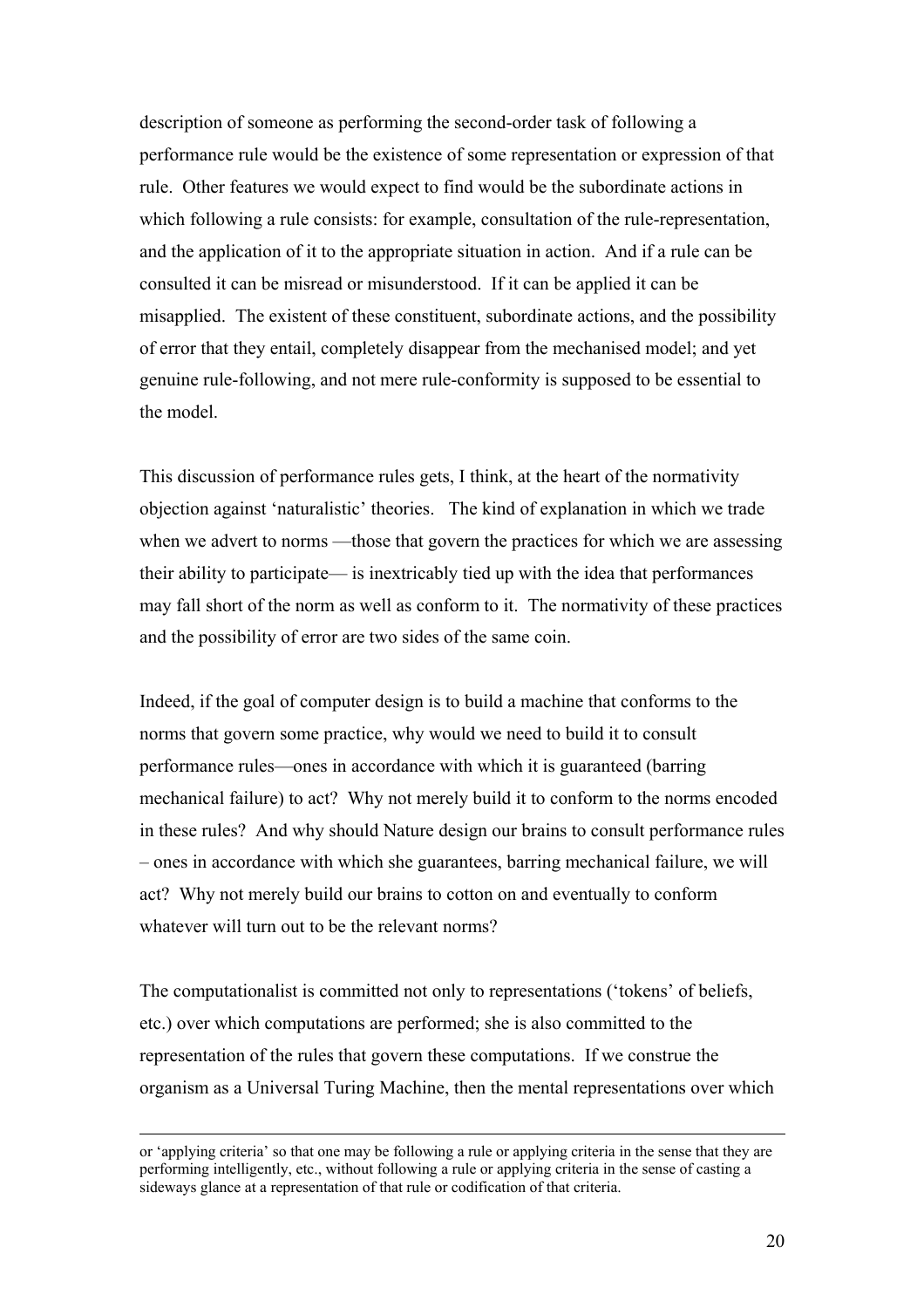description of someone as performing the second-order task of following a performance rule would be the existence of some representation or expression of that rule. Other features we would expect to find would be the subordinate actions in which following a rule consists: for example, consultation of the rule-representation, and the application of it to the appropriate situation in action. And if a rule can be consulted it can be misread or misunderstood. If it can be applied it can be misapplied. The existent of these constituent, subordinate actions, and the possibility of error that they entail, completely disappear from the mechanised model; and yet genuine rule-following, and not mere rule-conformity is supposed to be essential to the model.

This discussion of performance rules gets, I think, at the heart of the normativity objection against 'naturalistic' theories. The kind of explanation in which we trade when we advert to norms —those that govern the practices for which we are assessing their ability to participate— is inextricably tied up with the idea that performances may fall short of the norm as well as conform to it. The normativity of these practices and the possibility of error are two sides of the same coin.

Indeed, if the goal of computer design is to build a machine that conforms to the norms that govern some practice, why would we need to build it to consult performance rules—ones in accordance with which it is guaranteed (barring mechanical failure) to act? Why not merely build it to conform to the norms encoded in these rules? And why should Nature design our brains to consult performance rules – ones in accordance with which she guarantees, barring mechanical failure, we will act? Why not merely build our brains to cotton on and eventually to conform whatever will turn out to be the relevant norms?

The computationalist is committed not only to representations ('tokens' of beliefs, etc.) over which computations are performed; she is also committed to the representation of the rules that govern these computations. If we construe the organism as a Universal Turing Machine, then the mental representations over which

---

or 'applying criteria' so that one may be following a rule or applying criteria in the sense that they are performing intelligently, etc., without following a rule or applying criteria in the sense of casting a sideways glance at a representation of that rule or codification of that criteria.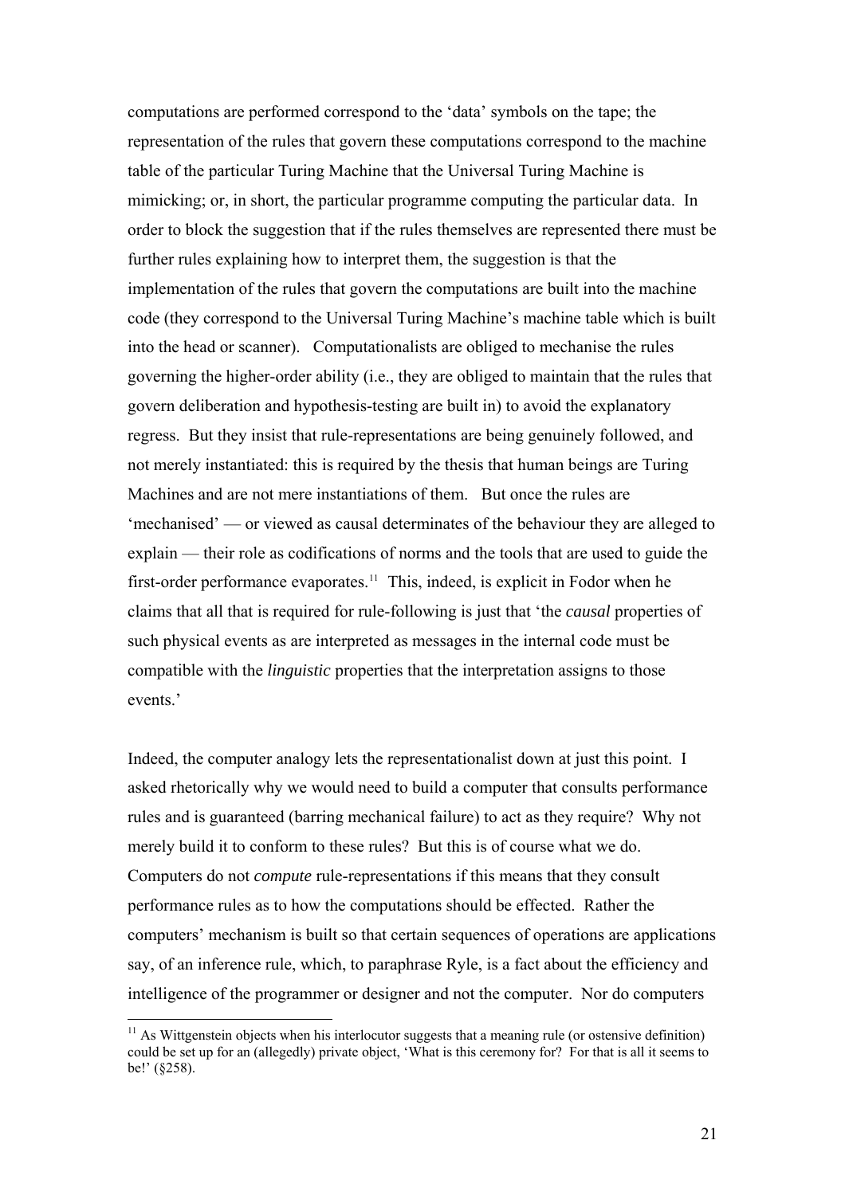computations are performed correspond to the 'data' symbols on the tape; the representation of the rules that govern these computations correspond to the machine table of the particular Turing Machine that the Universal Turing Machine is mimicking; or, in short, the particular programme computing the particular data. In order to block the suggestion that if the rules themselves are represented there must be further rules explaining how to interpret them, the suggestion is that the implementation of the rules that govern the computations are built into the machine code (they correspond to the Universal Turing Machine's machine table which is built into the head or scanner). Computationalists are obliged to mechanise the rules governing the higher-order ability (i.e., they are obliged to maintain that the rules that govern deliberation and hypothesis-testing are built in) to avoid the explanatory regress. But they insist that rule-representations are being genuinely followed, and not merely instantiated: this is required by the thesis that human beings are Turing Machines and are not mere instantiations of them. But once the rules are 'mechanised' — or viewed as causal determinates of the behaviour they are alleged to explain — their role as codifications of norms and the tools that are used to guide the first-order performance evaporates.[11] This, indeed, is explicit in Fodor when he claims that all that is required for rule-following is just that 'the *causal* properties of such physical events as are interpreted as messages in the internal code must be compatible with the *linguistic* properties that the interpretation assigns to those events.'

Indeed, the computer analogy lets the representationalist down at just this point. I asked rhetorically why we would need to build a computer that consults performance rules and is guaranteed (barring mechanical failure) to act as they require? Why not merely build it to conform to these rules? But this is of course what we do. Computers do not *compute* rule-representations if this means that they consult performance rules as to how the computations should be effected. Rather the computers' mechanism is built so that certain sequences of operations are applications say, of an inference rule, which, to paraphrase Ryle, is a fact about the efficiency and intelligence of the programmer or designer and not the computer. Nor do computers

[11] As Wittgenstein objects when his interlocutor suggests that a meaning rule (or ostensive definition) could be set up for an (allegedly) private object, 'What is this ceremony for? For that is all it seems to be!' (§258).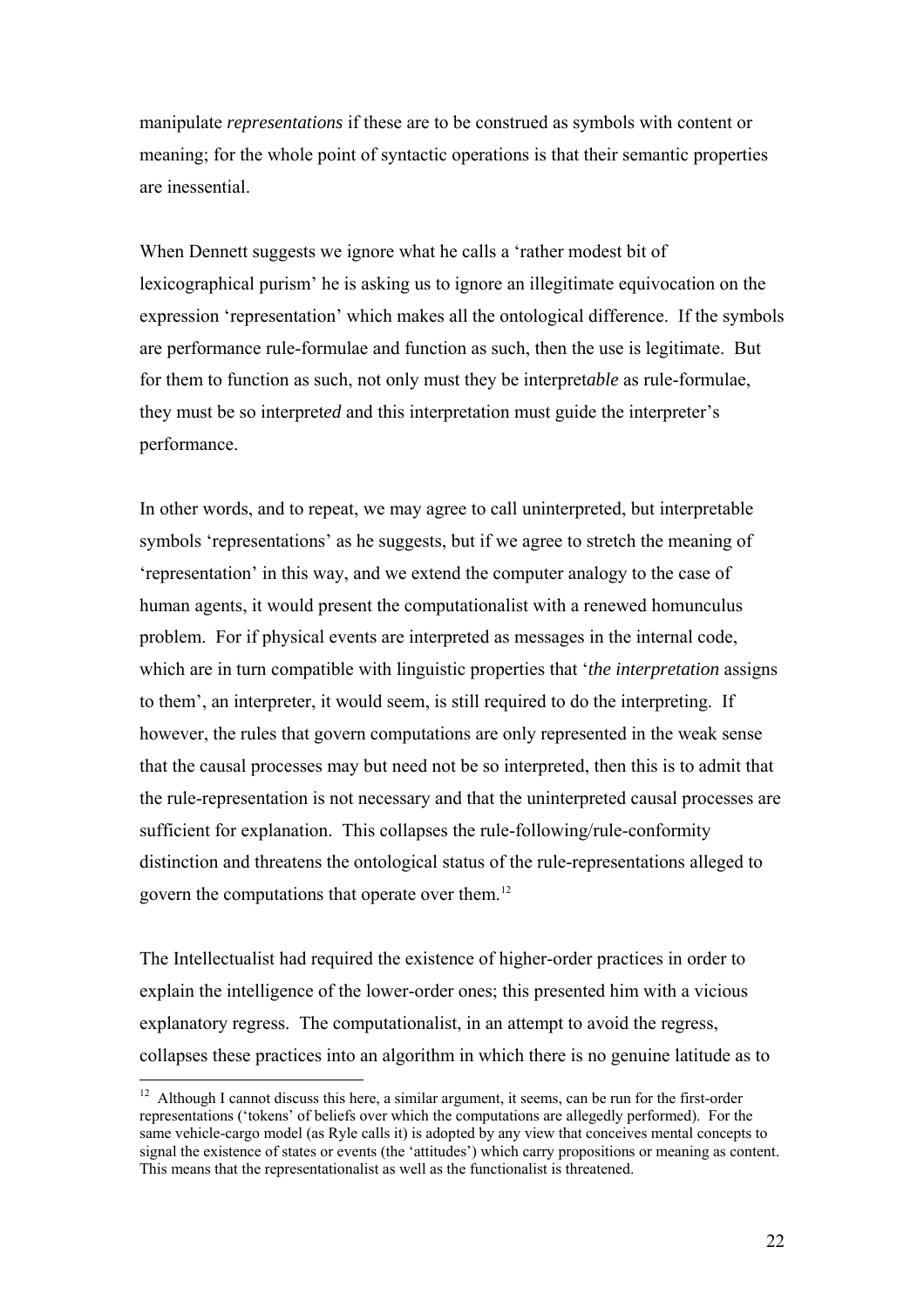manipulate *representations* if these are to be construed as symbols with content or meaning; for the whole point of syntactic operations is that their semantic properties are inessential.

When Dennett suggests we ignore what he calls a 'rather modest bit of lexicographical purism' he is asking us to ignore an illegitimate equivocation on the expression 'representation' which makes all the ontological difference. If the symbols are performance rule-formulae and function as such, then the use is legitimate. But for them to function as such, not only must they be interpret*able* as rule-formulae, they must be so interpret*ed* and this interpretation must guide the interpreter's performance.

In other words, and to repeat, we may agree to call uninterpreted, but interpretable symbols 'representations' as he suggests, but if we agree to stretch the meaning of 'representation' in this way, and we extend the computer analogy to the case of human agents, it would present the computationalist with a renewed homunculus problem. For if physical events are interpreted as messages in the internal code, which are in turn compatible with linguistic properties that '*the interpretation* assigns to them', an interpreter, it would seem, is still required to do the interpreting. If however, the rules that govern computations are only represented in the weak sense that the causal processes may but need not be so interpreted, then this is to admit that the rule-representation is not necessary and that the uninterpreted causal processes are sufficient for explanation. This collapses the rule-following/rule-conformity distinction and threatens the ontological status of the rule-representations alleged to govern the computations that operate over them.[12]

The Intellectualist had required the existence of higher-order practices in order to explain the intelligence of the lower-order ones; this presented him with a vicious explanatory regress. The computationalist, in an attempt to avoid the regress, collapses these practices into an algorithm in which there is no genuine latitude as to

---

[12] Although I cannot discuss this here, a similar argument, it seems, can be run for the first-order representations ('tokens' of beliefs over which the computations are allegedly performed). For the same vehicle-cargo model (as Ryle calls it) is adopted by any view that conceives mental concepts to signal the existence of states or events (the 'attitudes') which carry propositions or meaning as content. This means that the representationalist as well as the functionalist is threatened.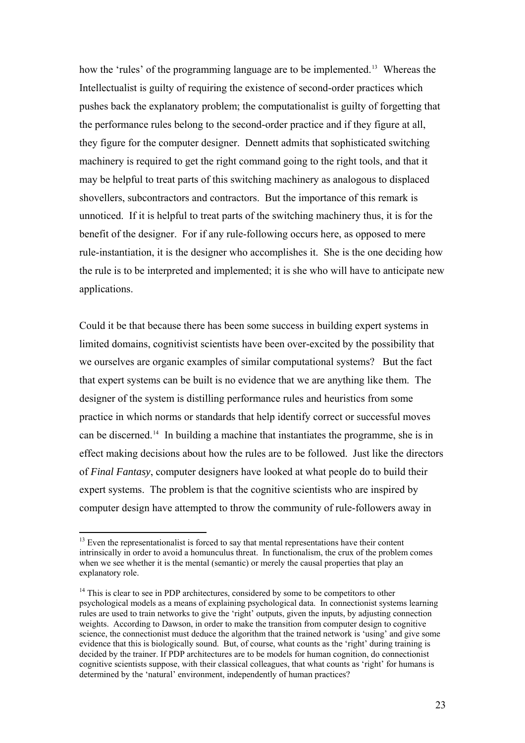how the 'rules' of the programming language are to be implemented.[13] Whereas the Intellectualist is guilty of requiring the existence of second-order practices which pushes back the explanatory problem; the computationalist is guilty of forgetting that the performance rules belong to the second-order practice and if they figure at all, they figure for the computer designer. Dennett admits that sophisticated switching machinery is required to get the right command going to the right tools, and that it may be helpful to treat parts of this switching machinery as analogous to displaced shovellers, subcontractors and contractors. But the importance of this remark is unnoticed. If it is helpful to treat parts of the switching machinery thus, it is for the benefit of the designer. For if any rule-following occurs here, as opposed to mere rule-instantiation, it is the designer who accomplishes it. She is the one deciding how the rule is to be interpreted and implemented; it is she who will have to anticipate new applications.

Could it be that because there has been some success in building expert systems in limited domains, cognitivist scientists have been over-excited by the possibility that we ourselves are organic examples of similar computational systems? But the fact that expert systems can be built is no evidence that we are anything like them. The designer of the system is distilling performance rules and heuristics from some practice in which norms or standards that help identify correct or successful moves can be discerned.[14] In building a machine that instantiates the programme, she is in effect making decisions about how the rules are to be followed. Just like the directors of *Final Fantasy*, computer designers have looked at what people do to build their expert systems. The problem is that the cognitive scientists who are inspired by computer design have attempted to throw the community of rule-followers away in

[13] Even the representationalist is forced to say that mental representations have their content intrinsically in order to avoid a homunculus threat. In functionalism, the crux of the problem comes when we see whether it is the mental (semantic) or merely the causal properties that play an explanatory role.

[14] This is clear to see in PDP architectures, considered by some to be competitors to other psychological models as a means of explaining psychological data. In connectionist systems learning rules are used to train networks to give the 'right' outputs, given the inputs, by adjusting connection weights. According to Dawson, in order to make the transition from computer design to cognitive science, the connectionist must deduce the algorithm that the trained network is 'using' and give some evidence that this is biologically sound. But, of course, what counts as the 'right' during training is decided by the trainer. If PDP architectures are to be models for human cognition, do connectionist cognitive scientists suppose, with their classical colleagues, that what counts as 'right' for humans is determined by the 'natural' environment, independently of human practices?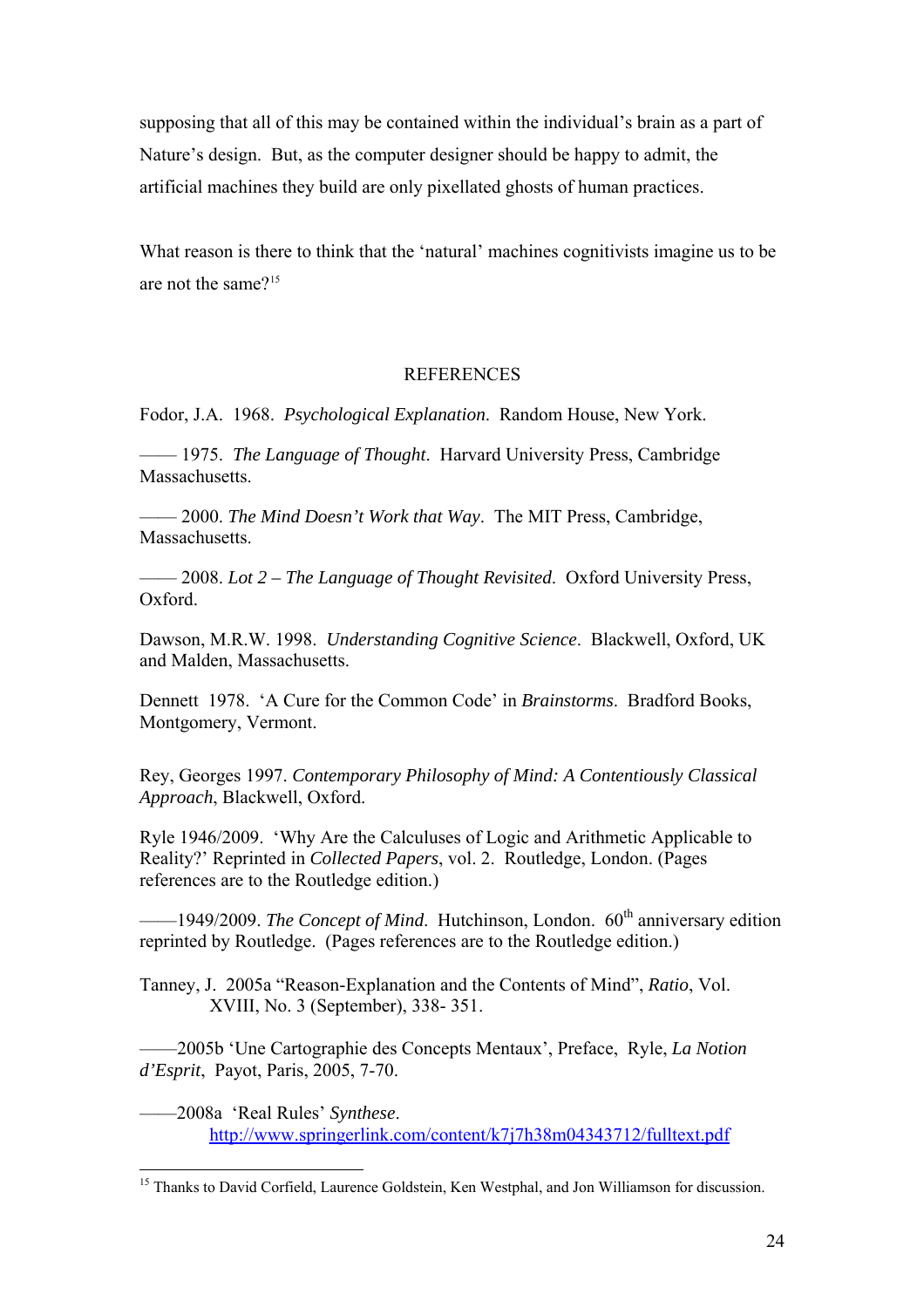supposing that all of this may be contained within the individual's brain as a part of Nature's design. But, as the computer designer should be happy to admit, the artificial machines they build are only pixellated ghosts of human practices.

What reason is there to think that the 'natural' machines cognitivists imagine us to be are not the same?[15]

## REFERENCES

Fodor, J.A. 1968. *Psychological Explanation*. Random House, New York.

—— 1975. *The Language of Thought*. Harvard University Press, Cambridge Massachusetts.

—— 2000. *The Mind Doesn't Work that Way*. The MIT Press, Cambridge, Massachusetts.

—— 2008. *Lot 2 – The Language of Thought Revisited*. Oxford University Press, Oxford.

Dawson, M.R.W. 1998. *Understanding Cognitive Science*. Blackwell, Oxford, UK and Malden, Massachusetts.

Dennett 1978. 'A Cure for the Common Code' in *Brainstorms*. Bradford Books, Montgomery, Vermont.

Rey, Georges 1997. *Contemporary Philosophy of Mind: A Contentiously Classical Approach*, Blackwell, Oxford.

Ryle 1946/2009. 'Why Are the Calculuses of Logic and Arithmetic Applicable to Reality?' Reprinted in *Collected Papers*, vol. 2. Routledge, London. (Pages references are to the Routledge edition.)

——1949/2009. *The Concept of Mind*. Hutchinson, London. 60th anniversary edition reprinted by Routledge. (Pages references are to the Routledge edition.)

Tanney, J. 2005a "Reason-Explanation and the Contents of Mind", *Ratio*, Vol. XVIII, No. 3 (September), 338- 351.

——2005b 'Une Cartographie des Concepts Mentaux', Preface, Ryle, *La Notion d'Esprit*, Payot, Paris, 2005, 7-70.

——2008a 'Real Rules' *Synthese*. http://www.springerlink.com/content/k7j7h38m04343712/fulltext.pdf

---

[15] Thanks to David Corfield, Laurence Goldstein, Ken Westphal, and Jon Williamson for discussion.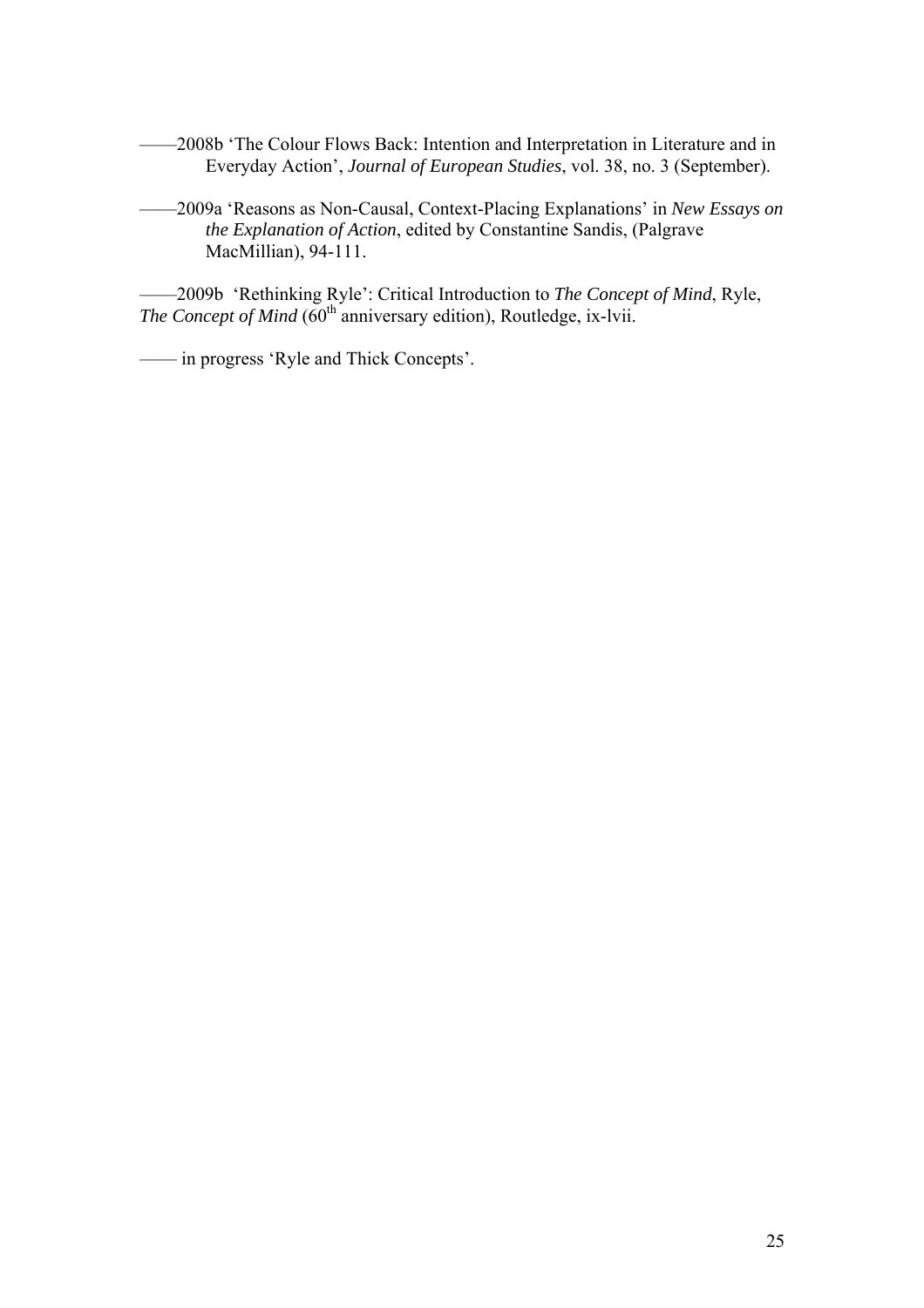——2008b ‘The Colour Flows Back: Intention and Interpretation in Literature and in Everyday Action’, *Journal of European Studies*, vol. 38, no. 3 (September).

——2009a ‘Reasons as Non-Causal, Context-Placing Explanations’ in *New Essays on the Explanation of Action*, edited by Constantine Sandis, (Palgrave MacMillian), 94-111.

——2009b ‘Rethinking Ryle’: Critical Introduction to *The Concept of Mind*, Ryle, *The Concept of Mind* (60th anniversary edition), Routledge, ix-lvii.

—— in progress ‘Ryle and Thick Concepts’.